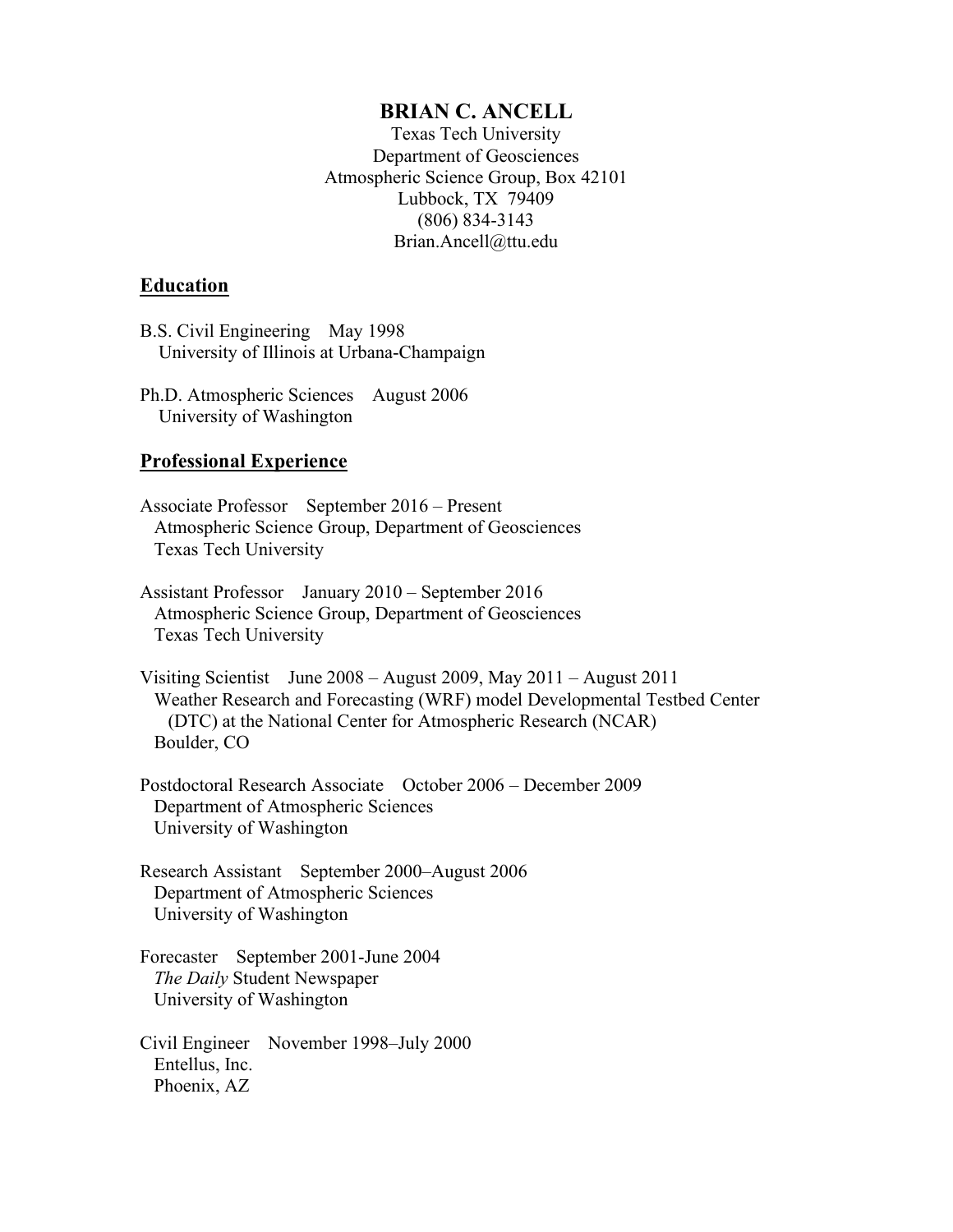# BRIAN C. ANCELL

Texas Tech University
Department of Geosciences
Atmospheric Science Group, Box 42101
Lubbock, TX 79409
(806) 834-3143
Brian.Ancell@ttu.edu

## Education

B.S. Civil Engineering    May 1998
University of Illinois at Urbana-Champaign

Ph.D. Atmospheric Sciences    August 2006
University of Washington

## Professional Experience

Associate Professor    September 2016 – Present
Atmospheric Science Group, Department of Geosciences
Texas Tech University

Assistant Professor    January 2010 – September 2016
Atmospheric Science Group, Department of Geosciences
Texas Tech University

Visiting Scientist    June 2008 – August 2009, May 2011 – August 2011
Weather Research and Forecasting (WRF) model Developmental Testbed Center (DTC) at the National Center for Atmospheric Research (NCAR)
Boulder, CO

Postdoctoral Research Associate    October 2006 – December 2009
Department of Atmospheric Sciences
University of Washington

Research Assistant    September 2000–August 2006
Department of Atmospheric Sciences
University of Washington

Forecaster    September 2001-June 2004
*The Daily* Student Newspaper
University of Washington

Civil Engineer    November 1998–July 2000
Entellus, Inc.
Phoenix, AZ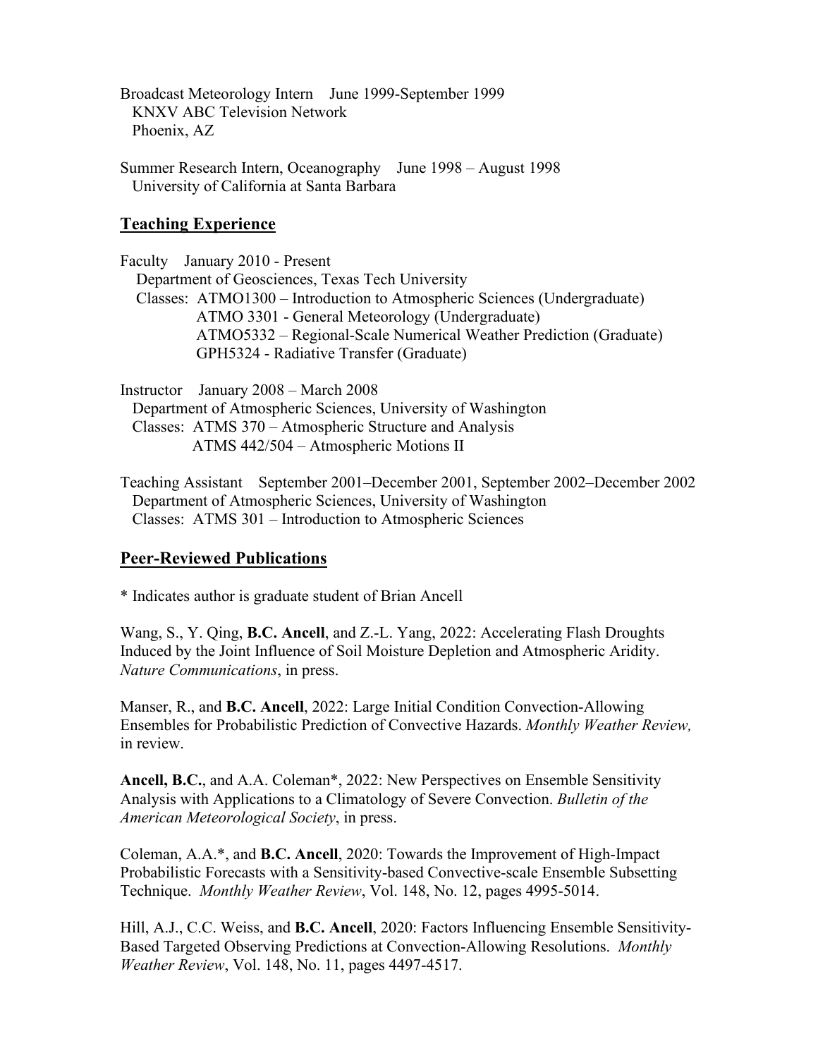Broadcast Meteorology Intern June 1999-September 1999
KNXV ABC Television Network
Phoenix, AZ

Summer Research Intern, Oceanography June 1998 – August 1998
University of California at Santa Barbara

## Teaching Experience

Faculty January 2010 - Present
Department of Geosciences, Texas Tech University
Classes: ATMO1300 – Introduction to Atmospheric Sciences (Undergraduate)
ATMO 3301 - General Meteorology (Undergraduate)
ATMO5332 – Regional-Scale Numerical Weather Prediction (Graduate)
GPH5324 - Radiative Transfer (Graduate)

Instructor January 2008 – March 2008
Department of Atmospheric Sciences, University of Washington
Classes: ATMS 370 – Atmospheric Structure and Analysis
ATMS 442/504 – Atmospheric Motions II

Teaching Assistant September 2001–December 2001, September 2002–December 2002
Department of Atmospheric Sciences, University of Washington
Classes: ATMS 301 – Introduction to Atmospheric Sciences

## Peer-Reviewed Publications

* Indicates author is graduate student of Brian Ancell

Wang, S., Y. Qing, **B.C. Ancell**, and Z.-L. Yang, 2022: Accelerating Flash Droughts Induced by the Joint Influence of Soil Moisture Depletion and Atmospheric Aridity. *Nature Communications*, in press.

Manser, R., and **B.C. Ancell**, 2022: Large Initial Condition Convection-Allowing Ensembles for Probabilistic Prediction of Convective Hazards. *Monthly Weather Review,* in review.

**Ancell, B.C.**, and A.A. Coleman*, 2022: New Perspectives on Ensemble Sensitivity Analysis with Applications to a Climatology of Severe Convection. *Bulletin of the American Meteorological Society*, in press.

Coleman, A.A.*, and **B.C. Ancell**, 2020: Towards the Improvement of High-Impact Probabilistic Forecasts with a Sensitivity-based Convective-scale Ensemble Subsetting Technique. *Monthly Weather Review*, Vol. 148, No. 12, pages 4995-5014.

Hill, A.J., C.C. Weiss, and **B.C. Ancell**, 2020: Factors Influencing Ensemble Sensitivity-Based Targeted Observing Predictions at Convection-Allowing Resolutions. *Monthly Weather Review*, Vol. 148, No. 11, pages 4497-4517.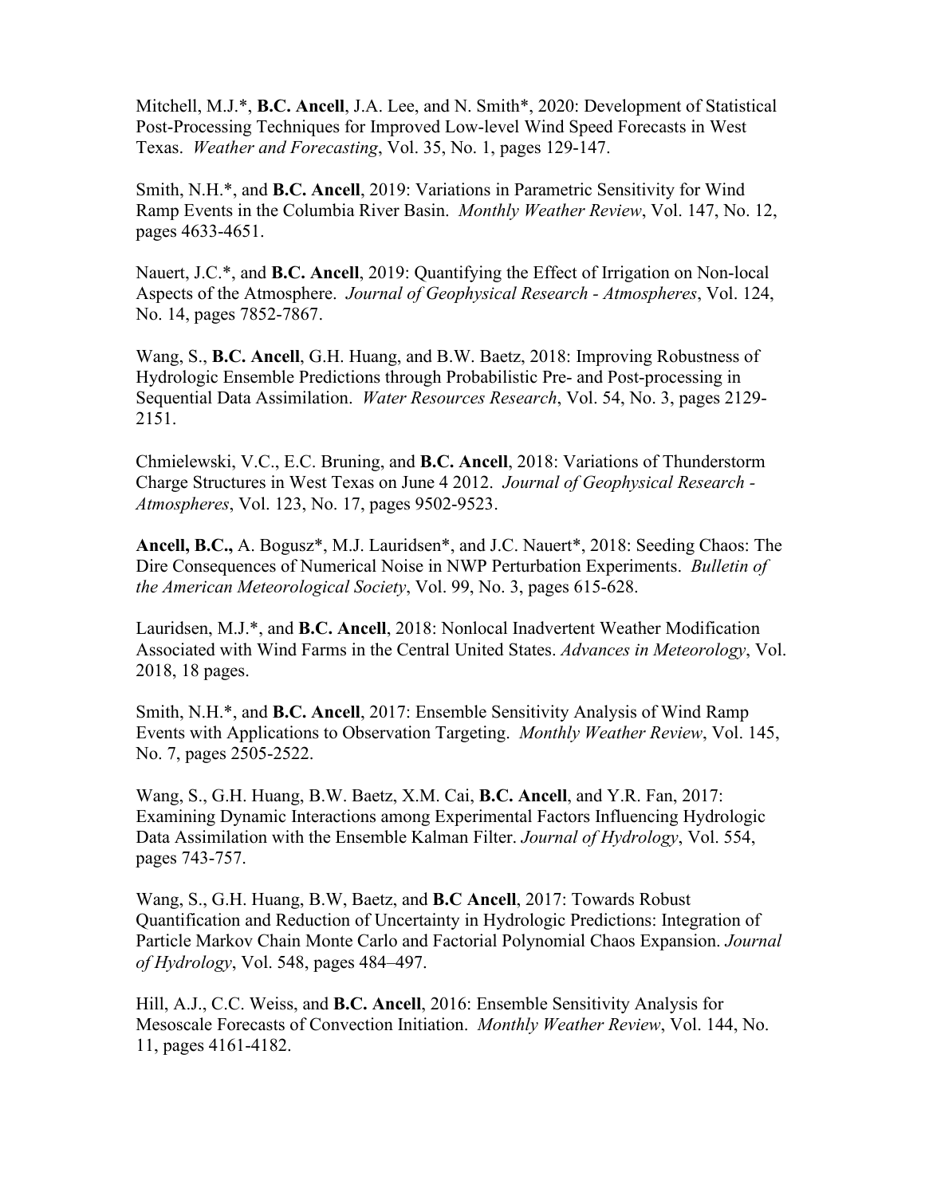Mitchell, M.J.*, **B.C. Ancell**, J.A. Lee, and N. Smith*, 2020: Development of Statistical Post-Processing Techniques for Improved Low-level Wind Speed Forecasts in West Texas. *Weather and Forecasting*, Vol. 35, No. 1, pages 129-147.

Smith, N.H.*, and **B.C. Ancell**, 2019: Variations in Parametric Sensitivity for Wind Ramp Events in the Columbia River Basin. *Monthly Weather Review*, Vol. 147, No. 12, pages 4633-4651.

Nauert, J.C.*, and **B.C. Ancell**, 2019: Quantifying the Effect of Irrigation on Non-local Aspects of the Atmosphere. *Journal of Geophysical Research - Atmospheres*, Vol. 124, No. 14, pages 7852-7867.

Wang, S., **B.C. Ancell**, G.H. Huang, and B.W. Baetz, 2018: Improving Robustness of Hydrologic Ensemble Predictions through Probabilistic Pre- and Post-processing in Sequential Data Assimilation. *Water Resources Research*, Vol. 54, No. 3, pages 2129-2151.

Chmielewski, V.C., E.C. Bruning, and **B.C. Ancell**, 2018: Variations of Thunderstorm Charge Structures in West Texas on June 4 2012. *Journal of Geophysical Research - Atmospheres*, Vol. 123, No. 17, pages 9502-9523.

**Ancell, B.C.,** A. Bogusz*, M.J. Lauridsen*, and J.C. Nauert*, 2018: Seeding Chaos: The Dire Consequences of Numerical Noise in NWP Perturbation Experiments. *Bulletin of the American Meteorological Society*, Vol. 99, No. 3, pages 615-628.

Lauridsen, M.J.*, and **B.C. Ancell**, 2018: Nonlocal Inadvertent Weather Modification Associated with Wind Farms in the Central United States. *Advances in Meteorology*, Vol. 2018, 18 pages.

Smith, N.H.*, and **B.C. Ancell**, 2017: Ensemble Sensitivity Analysis of Wind Ramp Events with Applications to Observation Targeting. *Monthly Weather Review*, Vol. 145, No. 7, pages 2505-2522.

Wang, S., G.H. Huang, B.W. Baetz, X.M. Cai, **B.C. Ancell**, and Y.R. Fan, 2017: Examining Dynamic Interactions among Experimental Factors Influencing Hydrologic Data Assimilation with the Ensemble Kalman Filter. *Journal of Hydrology*, Vol. 554, pages 743-757.

Wang, S., G.H. Huang, B.W, Baetz, and **B.C Ancell**, 2017: Towards Robust Quantification and Reduction of Uncertainty in Hydrologic Predictions: Integration of Particle Markov Chain Monte Carlo and Factorial Polynomial Chaos Expansion. *Journal of Hydrology*, Vol. 548, pages 484–497.

Hill, A.J., C.C. Weiss, and **B.C. Ancell**, 2016: Ensemble Sensitivity Analysis for Mesoscale Forecasts of Convection Initiation. *Monthly Weather Review*, Vol. 144, No. 11, pages 4161-4182.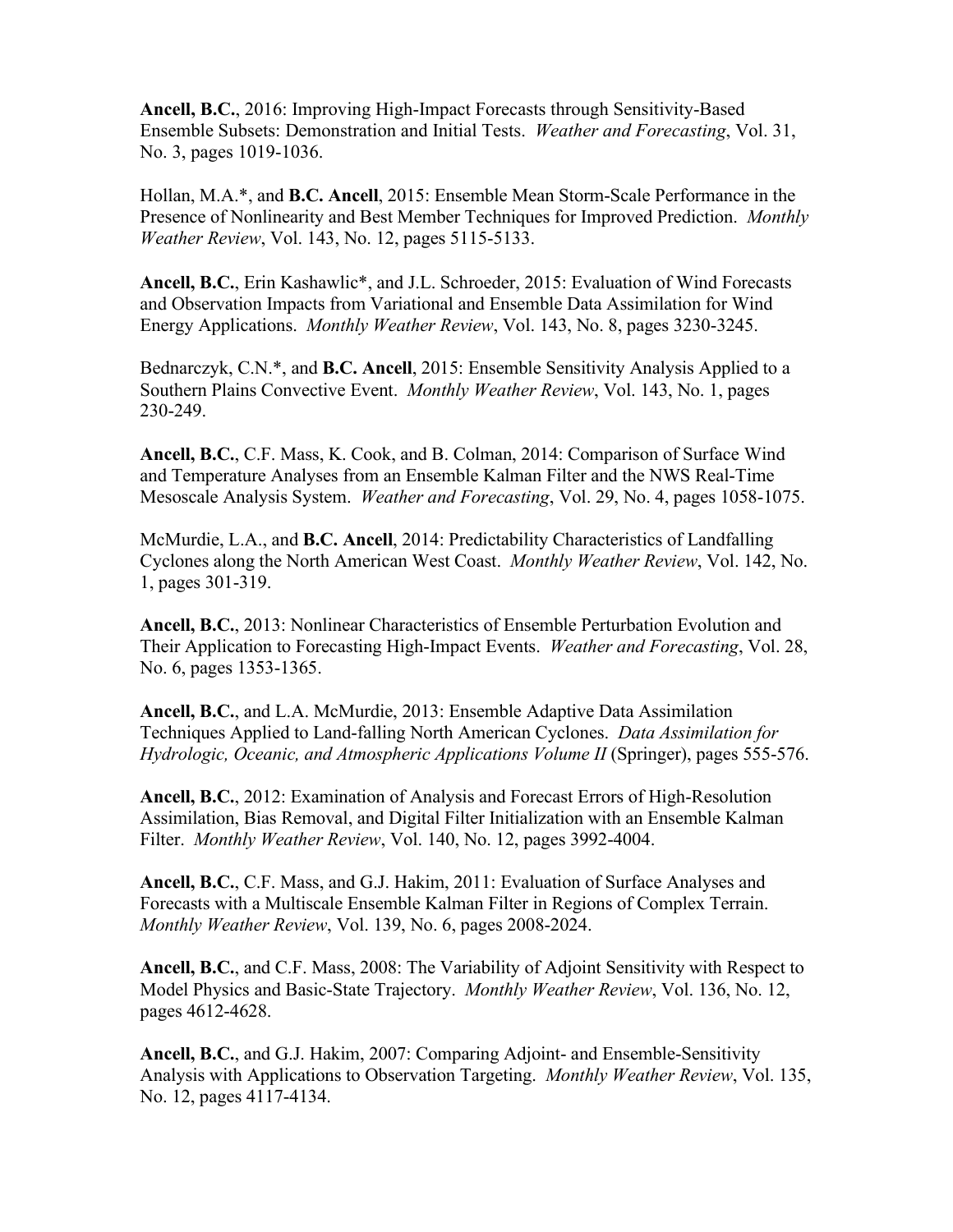**Ancell, B.C.**, 2016: Improving High-Impact Forecasts through Sensitivity-Based Ensemble Subsets: Demonstration and Initial Tests. *Weather and Forecasting*, Vol. 31, No. 3, pages 1019-1036.

Hollan, M.A.*, and **B.C. Ancell**, 2015: Ensemble Mean Storm-Scale Performance in the Presence of Nonlinearity and Best Member Techniques for Improved Prediction. *Monthly Weather Review*, Vol. 143, No. 12, pages 5115-5133.

**Ancell, B.C.**, Erin Kashawlic*, and J.L. Schroeder, 2015: Evaluation of Wind Forecasts and Observation Impacts from Variational and Ensemble Data Assimilation for Wind Energy Applications. *Monthly Weather Review*, Vol. 143, No. 8, pages 3230-3245.

Bednarczyk, C.N.*, and **B.C. Ancell**, 2015: Ensemble Sensitivity Analysis Applied to a Southern Plains Convective Event. *Monthly Weather Review*, Vol. 143, No. 1, pages 230-249.

**Ancell, B.C.**, C.F. Mass, K. Cook, and B. Colman, 2014: Comparison of Surface Wind and Temperature Analyses from an Ensemble Kalman Filter and the NWS Real-Time Mesoscale Analysis System. *Weather and Forecasting*, Vol. 29, No. 4, pages 1058-1075.

McMurdie, L.A., and **B.C. Ancell**, 2014: Predictability Characteristics of Landfalling Cyclones along the North American West Coast. *Monthly Weather Review*, Vol. 142, No. 1, pages 301-319.

**Ancell, B.C.**, 2013: Nonlinear Characteristics of Ensemble Perturbation Evolution and Their Application to Forecasting High-Impact Events. *Weather and Forecasting*, Vol. 28, No. 6, pages 1353-1365.

**Ancell, B.C.**, and L.A. McMurdie, 2013: Ensemble Adaptive Data Assimilation Techniques Applied to Land-falling North American Cyclones. *Data Assimilation for Hydrologic, Oceanic, and Atmospheric Applications Volume II* (Springer), pages 555-576.

**Ancell, B.C.**, 2012: Examination of Analysis and Forecast Errors of High-Resolution Assimilation, Bias Removal, and Digital Filter Initialization with an Ensemble Kalman Filter. *Monthly Weather Review*, Vol. 140, No. 12, pages 3992-4004.

**Ancell, B.C.**, C.F. Mass, and G.J. Hakim, 2011: Evaluation of Surface Analyses and Forecasts with a Multiscale Ensemble Kalman Filter in Regions of Complex Terrain. *Monthly Weather Review*, Vol. 139, No. 6, pages 2008-2024.

**Ancell, B.C.**, and C.F. Mass, 2008: The Variability of Adjoint Sensitivity with Respect to Model Physics and Basic-State Trajectory. *Monthly Weather Review*, Vol. 136, No. 12, pages 4612-4628.

**Ancell, B.C.**, and G.J. Hakim, 2007: Comparing Adjoint- and Ensemble-Sensitivity Analysis with Applications to Observation Targeting. *Monthly Weather Review*, Vol. 135, No. 12, pages 4117-4134.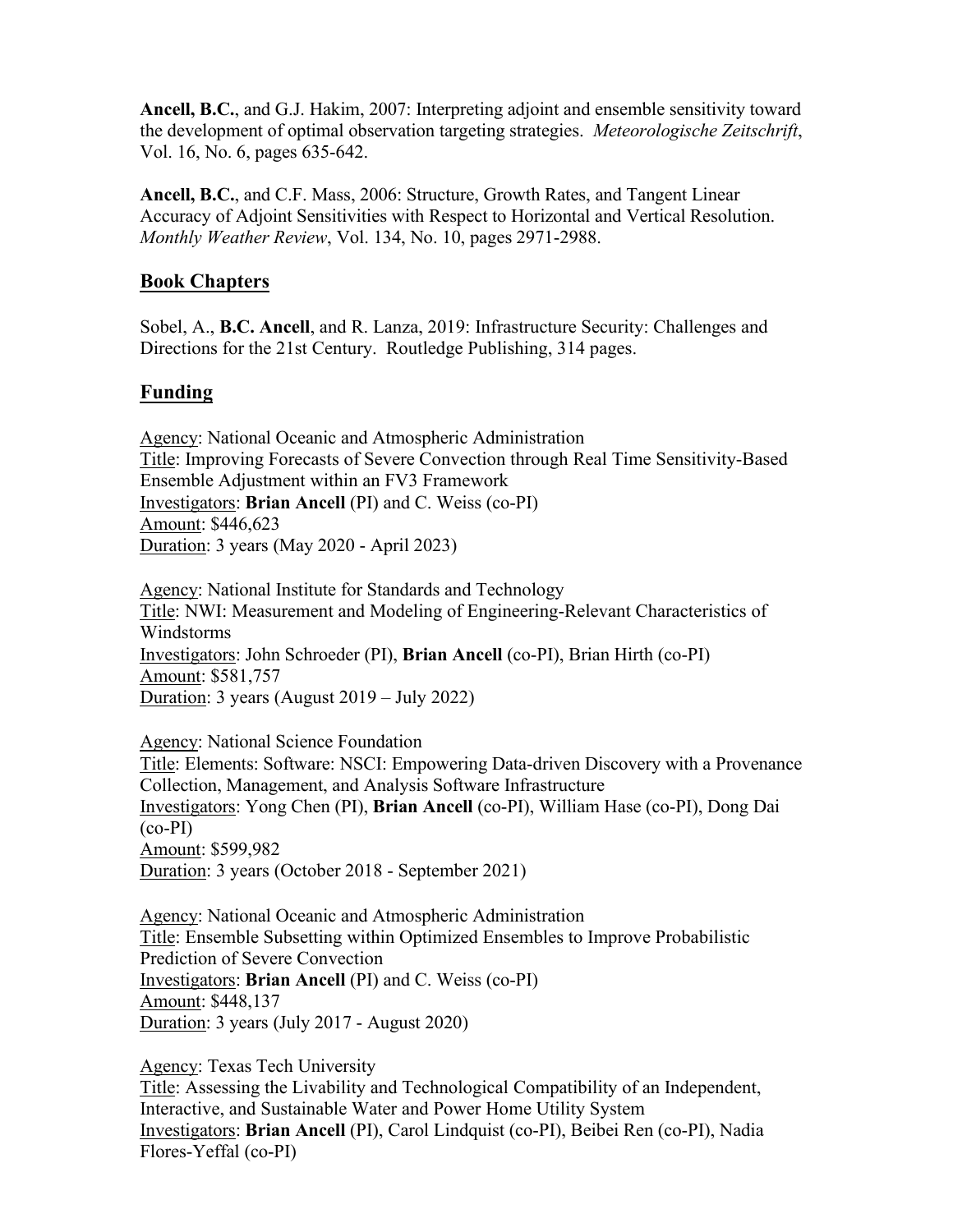**Ancell, B.C.**, and G.J. Hakim, 2007: Interpreting adjoint and ensemble sensitivity toward the development of optimal observation targeting strategies. *Meteorologische Zeitschrift*, Vol. 16, No. 6, pages 635-642.

**Ancell, B.C.**, and C.F. Mass, 2006: Structure, Growth Rates, and Tangent Linear Accuracy of Adjoint Sensitivities with Respect to Horizontal and Vertical Resolution. *Monthly Weather Review*, Vol. 134, No. 10, pages 2971-2988.

## Book Chapters

Sobel, A., **B.C. Ancell**, and R. Lanza, 2019: Infrastructure Security: Challenges and Directions for the 21st Century. Routledge Publishing, 314 pages.

## Funding

Agency: National Oceanic and Atmospheric Administration
Title: Improving Forecasts of Severe Convection through Real Time Sensitivity-Based Ensemble Adjustment within an FV3 Framework
Investigators: **Brian Ancell** (PI) and C. Weiss (co-PI)
Amount: $446,623
Duration: 3 years (May 2020 - April 2023)

Agency: National Institute for Standards and Technology
Title: NWI: Measurement and Modeling of Engineering-Relevant Characteristics of Windstorms
Investigators: John Schroeder (PI), **Brian Ancell** (co-PI), Brian Hirth (co-PI)
Amount: $581,757
Duration: 3 years (August 2019 – July 2022)

Agency: National Science Foundation
Title: Elements: Software: NSCI: Empowering Data-driven Discovery with a Provenance Collection, Management, and Analysis Software Infrastructure
Investigators: Yong Chen (PI), **Brian Ancell** (co-PI), William Hase (co-PI), Dong Dai (co-PI)
Amount: $599,982
Duration: 3 years (October 2018 - September 2021)

Agency: National Oceanic and Atmospheric Administration
Title: Ensemble Subsetting within Optimized Ensembles to Improve Probabilistic Prediction of Severe Convection
Investigators: **Brian Ancell** (PI) and C. Weiss (co-PI)
Amount: $448,137
Duration: 3 years (July 2017 - August 2020)

Agency: Texas Tech University
Title: Assessing the Livability and Technological Compatibility of an Independent, Interactive, and Sustainable Water and Power Home Utility System
Investigators: **Brian Ancell** (PI), Carol Lindquist (co-PI), Beibei Ren (co-PI), Nadia Flores-Yeffal (co-PI)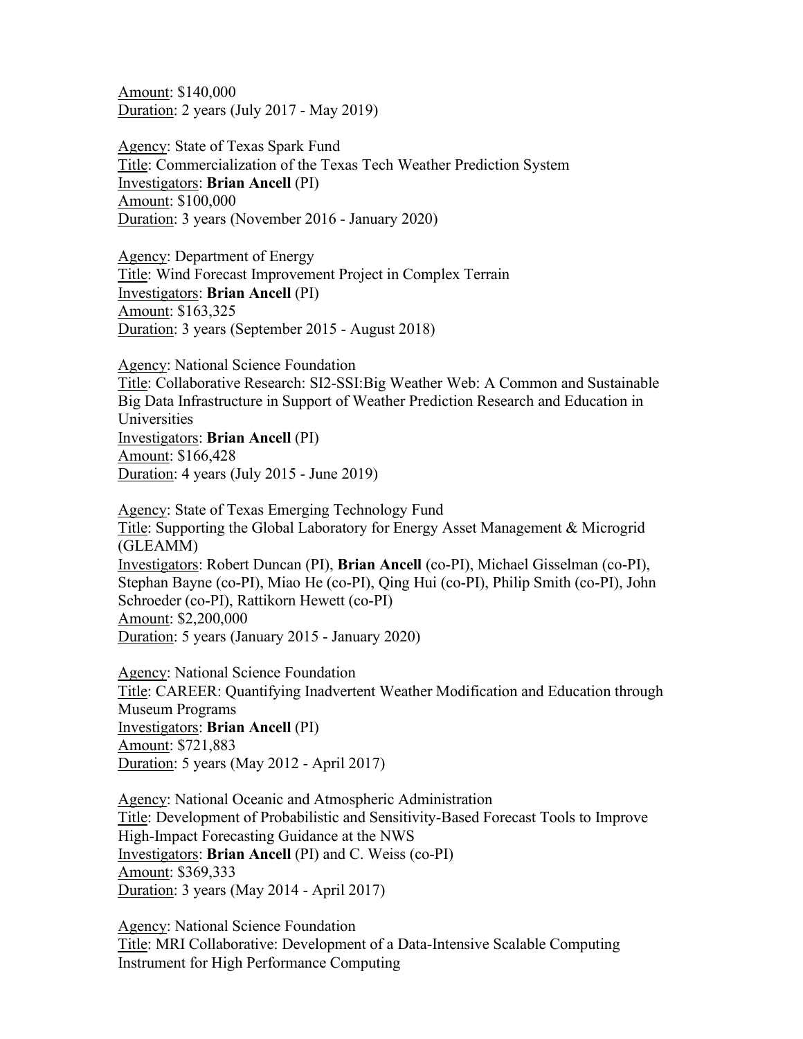Amount: $140,000
Duration: 2 years (July 2017 - May 2019)

Agency: State of Texas Spark Fund
Title: Commercialization of the Texas Tech Weather Prediction System
Investigators: **Brian Ancell** (PI)
Amount: $100,000
Duration: 3 years (November 2016 - January 2020)

Agency: Department of Energy
Title: Wind Forecast Improvement Project in Complex Terrain
Investigators: **Brian Ancell** (PI)
Amount: $163,325
Duration: 3 years (September 2015 - August 2018)

Agency: National Science Foundation
Title: Collaborative Research: SI2-SSI:Big Weather Web: A Common and Sustainable Big Data Infrastructure in Support of Weather Prediction Research and Education in Universities
Investigators: **Brian Ancell** (PI)
Amount: $166,428
Duration: 4 years (July 2015 - June 2019)

Agency: State of Texas Emerging Technology Fund
Title: Supporting the Global Laboratory for Energy Asset Management & Microgrid (GLEAMM)
Investigators: Robert Duncan (PI), **Brian Ancell** (co-PI), Michael Gisselman (co-PI), Stephan Bayne (co-PI), Miao He (co-PI), Qing Hui (co-PI), Philip Smith (co-PI), John Schroeder (co-PI), Rattikorn Hewett (co-PI)
Amount: $2,200,000
Duration: 5 years (January 2015 - January 2020)

Agency: National Science Foundation
Title: CAREER: Quantifying Inadvertent Weather Modification and Education through Museum Programs
Investigators: **Brian Ancell** (PI)
Amount: $721,883
Duration: 5 years (May 2012 - April 2017)

Agency: National Oceanic and Atmospheric Administration
Title: Development of Probabilistic and Sensitivity-Based Forecast Tools to Improve High-Impact Forecasting Guidance at the NWS
Investigators: **Brian Ancell** (PI) and C. Weiss (co-PI)
Amount: $369,333
Duration: 3 years (May 2014 - April 2017)

Agency: National Science Foundation
Title: MRI Collaborative: Development of a Data-Intensive Scalable Computing Instrument for High Performance Computing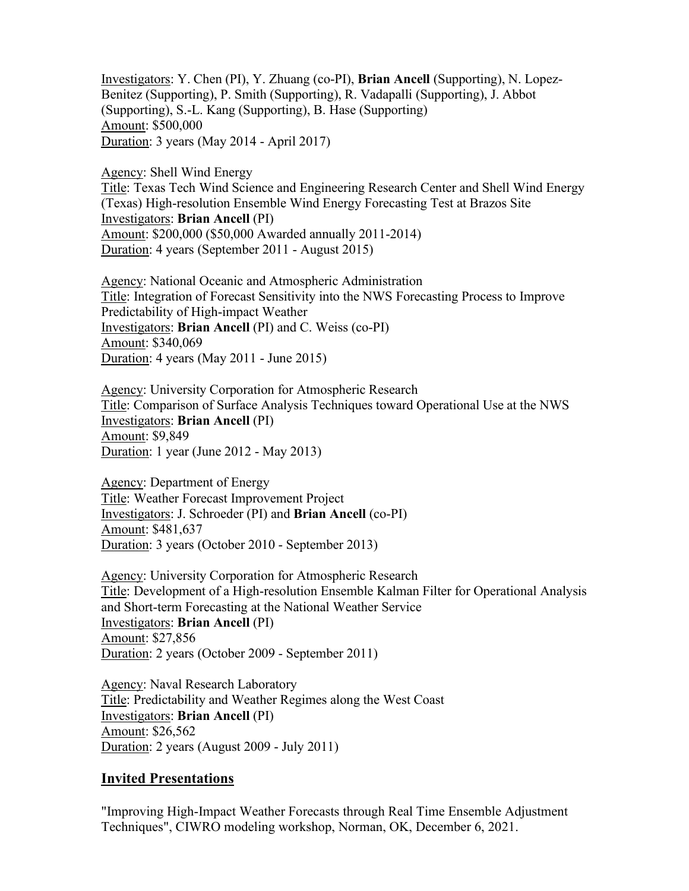Investigators: Y. Chen (PI), Y. Zhuang (co-PI), **Brian Ancell** (Supporting), N. Lopez-Benitez (Supporting), P. Smith (Supporting), R. Vadapalli (Supporting), J. Abbot (Supporting), S.-L. Kang (Supporting), B. Hase (Supporting)
Amount: $500,000
Duration: 3 years (May 2014 - April 2017)

Agency: Shell Wind Energy
Title: Texas Tech Wind Science and Engineering Research Center and Shell Wind Energy (Texas) High-resolution Ensemble Wind Energy Forecasting Test at Brazos Site
Investigators: **Brian Ancell** (PI)
Amount: $200,000 ($50,000 Awarded annually 2011-2014)
Duration: 4 years (September 2011 - August 2015)

Agency: National Oceanic and Atmospheric Administration
Title: Integration of Forecast Sensitivity into the NWS Forecasting Process to Improve Predictability of High-impact Weather
Investigators: **Brian Ancell** (PI) and C. Weiss (co-PI)
Amount: $340,069
Duration: 4 years (May 2011 - June 2015)

Agency: University Corporation for Atmospheric Research
Title: Comparison of Surface Analysis Techniques toward Operational Use at the NWS
Investigators: **Brian Ancell** (PI)
Amount: $9,849
Duration: 1 year (June 2012 - May 2013)

Agency: Department of Energy
Title: Weather Forecast Improvement Project
Investigators: J. Schroeder (PI) and **Brian Ancell** (co-PI)
Amount: $481,637
Duration: 3 years (October 2010 - September 2013)

Agency: University Corporation for Atmospheric Research
Title: Development of a High-resolution Ensemble Kalman Filter for Operational Analysis and Short-term Forecasting at the National Weather Service
Investigators: **Brian Ancell** (PI)
Amount: $27,856
Duration: 2 years (October 2009 - September 2011)

Agency: Naval Research Laboratory
Title: Predictability and Weather Regimes along the West Coast
Investigators: **Brian Ancell** (PI)
Amount: $26,562
Duration: 2 years (August 2009 - July 2011)

## Invited Presentations

"Improving High-Impact Weather Forecasts through Real Time Ensemble Adjustment Techniques", CIWRO modeling workshop, Norman, OK, December 6, 2021.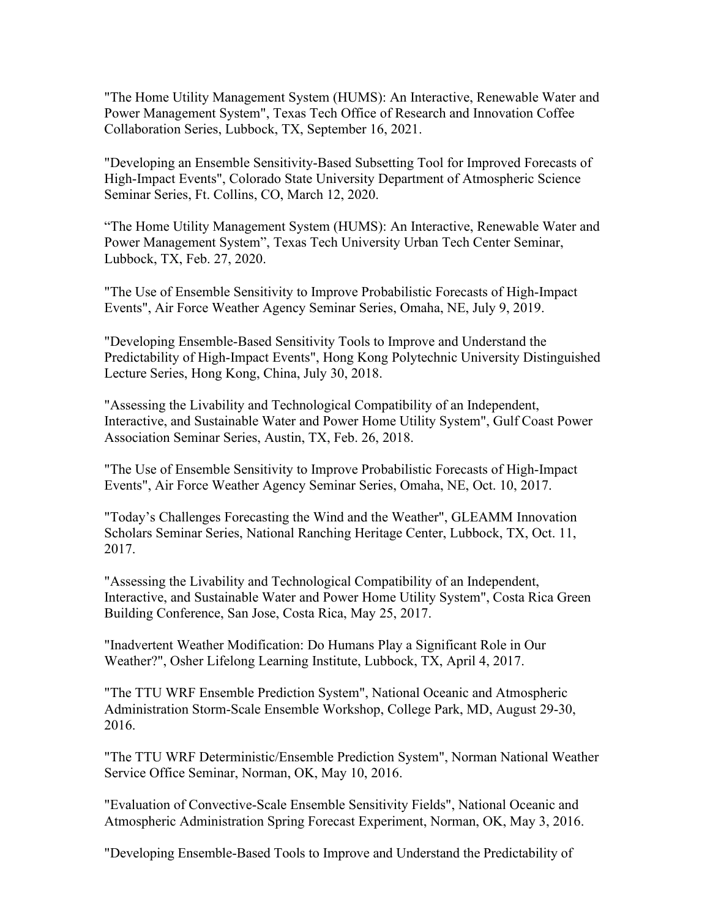"The Home Utility Management System (HUMS): An Interactive, Renewable Water and Power Management System", Texas Tech Office of Research and Innovation Coffee Collaboration Series, Lubbock, TX, September 16, 2021.

"Developing an Ensemble Sensitivity-Based Subsetting Tool for Improved Forecasts of High-Impact Events", Colorado State University Department of Atmospheric Science Seminar Series, Ft. Collins, CO, March 12, 2020.

"The Home Utility Management System (HUMS): An Interactive, Renewable Water and Power Management System", Texas Tech University Urban Tech Center Seminar, Lubbock, TX, Feb. 27, 2020.

"The Use of Ensemble Sensitivity to Improve Probabilistic Forecasts of High-Impact Events", Air Force Weather Agency Seminar Series, Omaha, NE, July 9, 2019.

"Developing Ensemble-Based Sensitivity Tools to Improve and Understand the Predictability of High-Impact Events", Hong Kong Polytechnic University Distinguished Lecture Series, Hong Kong, China, July 30, 2018.

"Assessing the Livability and Technological Compatibility of an Independent, Interactive, and Sustainable Water and Power Home Utility System", Gulf Coast Power Association Seminar Series, Austin, TX, Feb. 26, 2018.

"The Use of Ensemble Sensitivity to Improve Probabilistic Forecasts of High-Impact Events", Air Force Weather Agency Seminar Series, Omaha, NE, Oct. 10, 2017.

"Today's Challenges Forecasting the Wind and the Weather", GLEAMM Innovation Scholars Seminar Series, National Ranching Heritage Center, Lubbock, TX, Oct. 11, 2017.

"Assessing the Livability and Technological Compatibility of an Independent, Interactive, and Sustainable Water and Power Home Utility System", Costa Rica Green Building Conference, San Jose, Costa Rica, May 25, 2017.

"Inadvertent Weather Modification: Do Humans Play a Significant Role in Our Weather?", Osher Lifelong Learning Institute, Lubbock, TX, April 4, 2017.

"The TTU WRF Ensemble Prediction System", National Oceanic and Atmospheric Administration Storm-Scale Ensemble Workshop, College Park, MD, August 29-30, 2016.

"The TTU WRF Deterministic/Ensemble Prediction System", Norman National Weather Service Office Seminar, Norman, OK, May 10, 2016.

"Evaluation of Convective-Scale Ensemble Sensitivity Fields", National Oceanic and Atmospheric Administration Spring Forecast Experiment, Norman, OK, May 3, 2016.

"Developing Ensemble-Based Tools to Improve and Understand the Predictability of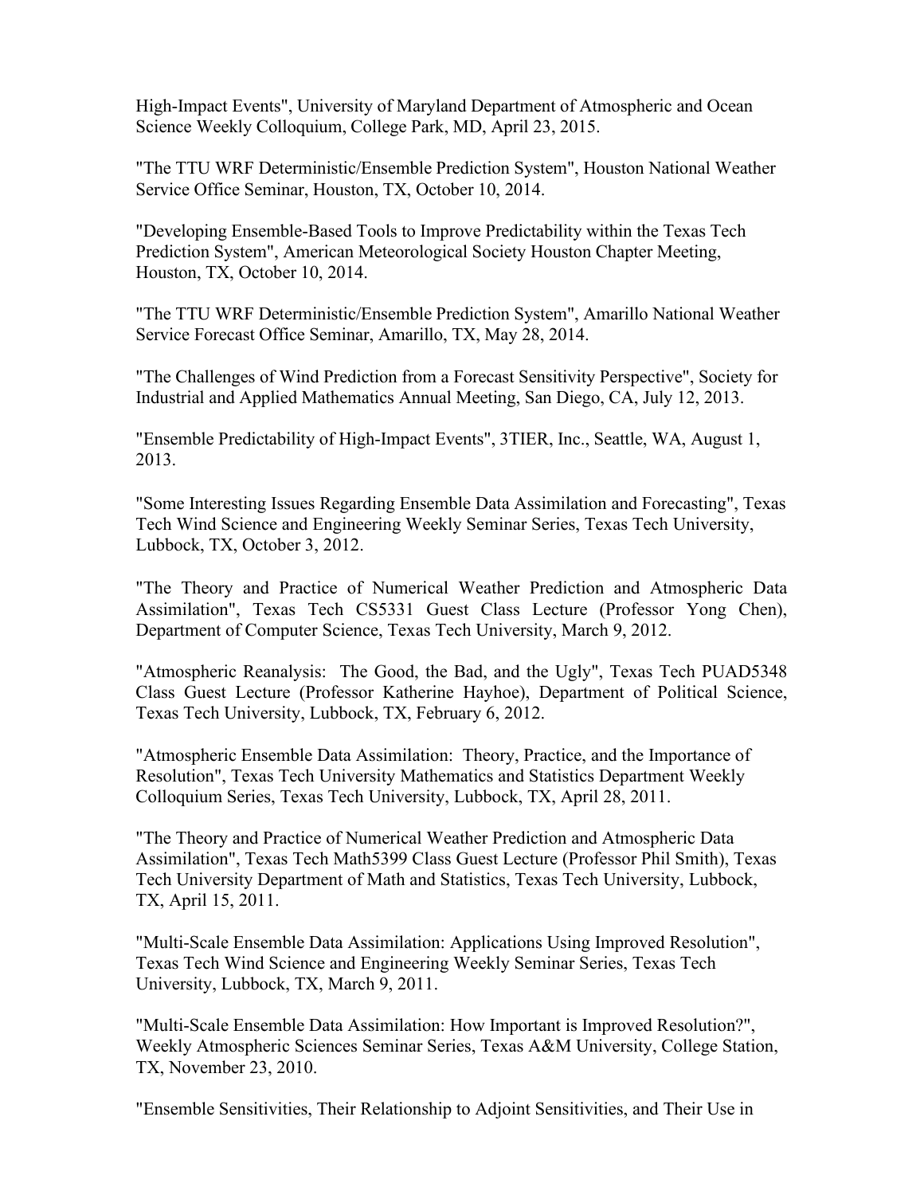High-Impact Events", University of Maryland Department of Atmospheric and Ocean Science Weekly Colloquium, College Park, MD, April 23, 2015.

"The TTU WRF Deterministic/Ensemble Prediction System", Houston National Weather Service Office Seminar, Houston, TX, October 10, 2014.

"Developing Ensemble-Based Tools to Improve Predictability within the Texas Tech Prediction System", American Meteorological Society Houston Chapter Meeting, Houston, TX, October 10, 2014.

"The TTU WRF Deterministic/Ensemble Prediction System", Amarillo National Weather Service Forecast Office Seminar, Amarillo, TX, May 28, 2014.

"The Challenges of Wind Prediction from a Forecast Sensitivity Perspective", Society for Industrial and Applied Mathematics Annual Meeting, San Diego, CA, July 12, 2013.

"Ensemble Predictability of High-Impact Events", 3TIER, Inc., Seattle, WA, August 1, 2013.

"Some Interesting Issues Regarding Ensemble Data Assimilation and Forecasting", Texas Tech Wind Science and Engineering Weekly Seminar Series, Texas Tech University, Lubbock, TX, October 3, 2012.

"The Theory and Practice of Numerical Weather Prediction and Atmospheric Data Assimilation", Texas Tech CS5331 Guest Class Lecture (Professor Yong Chen), Department of Computer Science, Texas Tech University, March 9, 2012.

"Atmospheric Reanalysis: The Good, the Bad, and the Ugly", Texas Tech PUAD5348 Class Guest Lecture (Professor Katherine Hayhoe), Department of Political Science, Texas Tech University, Lubbock, TX, February 6, 2012.

"Atmospheric Ensemble Data Assimilation: Theory, Practice, and the Importance of Resolution", Texas Tech University Mathematics and Statistics Department Weekly Colloquium Series, Texas Tech University, Lubbock, TX, April 28, 2011.

"The Theory and Practice of Numerical Weather Prediction and Atmospheric Data Assimilation", Texas Tech Math5399 Class Guest Lecture (Professor Phil Smith), Texas Tech University Department of Math and Statistics, Texas Tech University, Lubbock, TX, April 15, 2011.

"Multi-Scale Ensemble Data Assimilation: Applications Using Improved Resolution", Texas Tech Wind Science and Engineering Weekly Seminar Series, Texas Tech University, Lubbock, TX, March 9, 2011.

"Multi-Scale Ensemble Data Assimilation: How Important is Improved Resolution?", Weekly Atmospheric Sciences Seminar Series, Texas A&M University, College Station, TX, November 23, 2010.

"Ensemble Sensitivities, Their Relationship to Adjoint Sensitivities, and Their Use in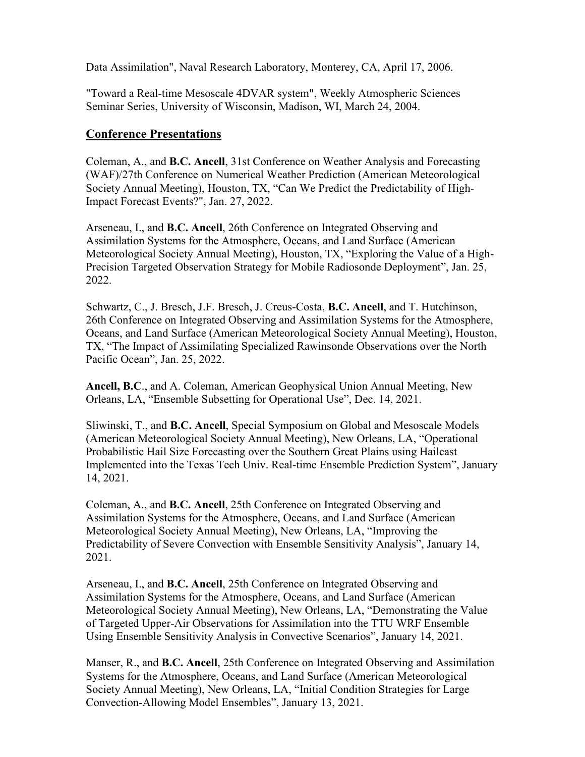Data Assimilation", Naval Research Laboratory, Monterey, CA, April 17, 2006.

"Toward a Real-time Mesoscale 4DVAR system", Weekly Atmospheric Sciences Seminar Series, University of Wisconsin, Madison, WI, March 24, 2004.

## Conference Presentations

Coleman, A., and **B.C. Ancell**, 31st Conference on Weather Analysis and Forecasting (WAF)/27th Conference on Numerical Weather Prediction (American Meteorological Society Annual Meeting), Houston, TX, "Can We Predict the Predictability of High-Impact Forecast Events?", Jan. 27, 2022.

Arseneau, I., and **B.C. Ancell**, 26th Conference on Integrated Observing and Assimilation Systems for the Atmosphere, Oceans, and Land Surface (American Meteorological Society Annual Meeting), Houston, TX, "Exploring the Value of a High-Precision Targeted Observation Strategy for Mobile Radiosonde Deployment", Jan. 25, 2022.

Schwartz, C., J. Bresch, J.F. Bresch, J. Creus-Costa, **B.C. Ancell**, and T. Hutchinson, 26th Conference on Integrated Observing and Assimilation Systems for the Atmosphere, Oceans, and Land Surface (American Meteorological Society Annual Meeting), Houston, TX, "The Impact of Assimilating Specialized Rawinsonde Observations over the North Pacific Ocean", Jan. 25, 2022.

**Ancell, B.C**., and A. Coleman, American Geophysical Union Annual Meeting, New Orleans, LA, "Ensemble Subsetting for Operational Use", Dec. 14, 2021.

Sliwinski, T., and **B.C. Ancell**, Special Symposium on Global and Mesoscale Models (American Meteorological Society Annual Meeting), New Orleans, LA, "Operational Probabilistic Hail Size Forecasting over the Southern Great Plains using Hailcast Implemented into the Texas Tech Univ. Real-time Ensemble Prediction System", January 14, 2021.

Coleman, A., and **B.C. Ancell**, 25th Conference on Integrated Observing and Assimilation Systems for the Atmosphere, Oceans, and Land Surface (American Meteorological Society Annual Meeting), New Orleans, LA, "Improving the Predictability of Severe Convection with Ensemble Sensitivity Analysis", January 14, 2021.

Arseneau, I., and **B.C. Ancell**, 25th Conference on Integrated Observing and Assimilation Systems for the Atmosphere, Oceans, and Land Surface (American Meteorological Society Annual Meeting), New Orleans, LA, "Demonstrating the Value of Targeted Upper-Air Observations for Assimilation into the TTU WRF Ensemble Using Ensemble Sensitivity Analysis in Convective Scenarios", January 14, 2021.

Manser, R., and **B.C. Ancell**, 25th Conference on Integrated Observing and Assimilation Systems for the Atmosphere, Oceans, and Land Surface (American Meteorological Society Annual Meeting), New Orleans, LA, "Initial Condition Strategies for Large Convection-Allowing Model Ensembles", January 13, 2021.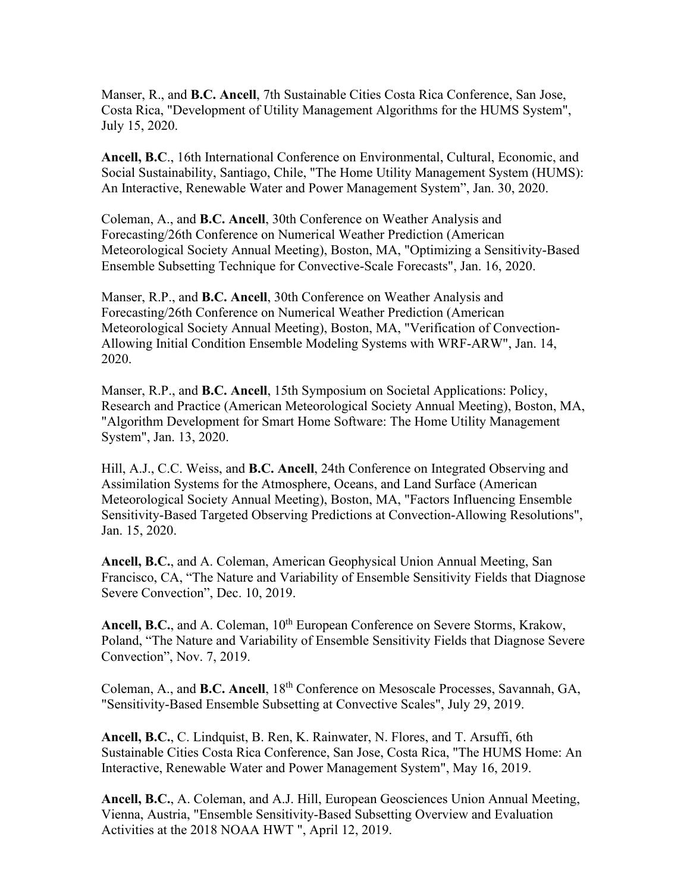Manser, R., and **B.C. Ancell**, 7th Sustainable Cities Costa Rica Conference, San Jose, Costa Rica, "Development of Utility Management Algorithms for the HUMS System", July 15, 2020.

**Ancell, B.C**., 16th International Conference on Environmental, Cultural, Economic, and Social Sustainability, Santiago, Chile, "The Home Utility Management System (HUMS): An Interactive, Renewable Water and Power Management System", Jan. 30, 2020.

Coleman, A., and **B.C. Ancell**, 30th Conference on Weather Analysis and Forecasting/26th Conference on Numerical Weather Prediction (American Meteorological Society Annual Meeting), Boston, MA, "Optimizing a Sensitivity-Based Ensemble Subsetting Technique for Convective-Scale Forecasts", Jan. 16, 2020.

Manser, R.P., and **B.C. Ancell**, 30th Conference on Weather Analysis and Forecasting/26th Conference on Numerical Weather Prediction (American Meteorological Society Annual Meeting), Boston, MA, "Verification of Convection-Allowing Initial Condition Ensemble Modeling Systems with WRF-ARW", Jan. 14, 2020.

Manser, R.P., and **B.C. Ancell**, 15th Symposium on Societal Applications: Policy, Research and Practice (American Meteorological Society Annual Meeting), Boston, MA, "Algorithm Development for Smart Home Software: The Home Utility Management System", Jan. 13, 2020.

Hill, A.J., C.C. Weiss, and **B.C. Ancell**, 24th Conference on Integrated Observing and Assimilation Systems for the Atmosphere, Oceans, and Land Surface (American Meteorological Society Annual Meeting), Boston, MA, "Factors Influencing Ensemble Sensitivity-Based Targeted Observing Predictions at Convection-Allowing Resolutions", Jan. 15, 2020.

**Ancell, B.C.**, and A. Coleman, American Geophysical Union Annual Meeting, San Francisco, CA, "The Nature and Variability of Ensemble Sensitivity Fields that Diagnose Severe Convection", Dec. 10, 2019.

**Ancell, B.C.**, and A. Coleman, 10th European Conference on Severe Storms, Krakow, Poland, "The Nature and Variability of Ensemble Sensitivity Fields that Diagnose Severe Convection", Nov. 7, 2019.

Coleman, A., and **B.C. Ancell**, 18th Conference on Mesoscale Processes, Savannah, GA, "Sensitivity-Based Ensemble Subsetting at Convective Scales", July 29, 2019.

**Ancell, B.C.**, C. Lindquist, B. Ren, K. Rainwater, N. Flores, and T. Arsuffi, 6th Sustainable Cities Costa Rica Conference, San Jose, Costa Rica, "The HUMS Home: An Interactive, Renewable Water and Power Management System", May 16, 2019.

**Ancell, B.C.**, A. Coleman, and A.J. Hill, European Geosciences Union Annual Meeting, Vienna, Austria, "Ensemble Sensitivity-Based Subsetting Overview and Evaluation Activities at the 2018 NOAA HWT ", April 12, 2019.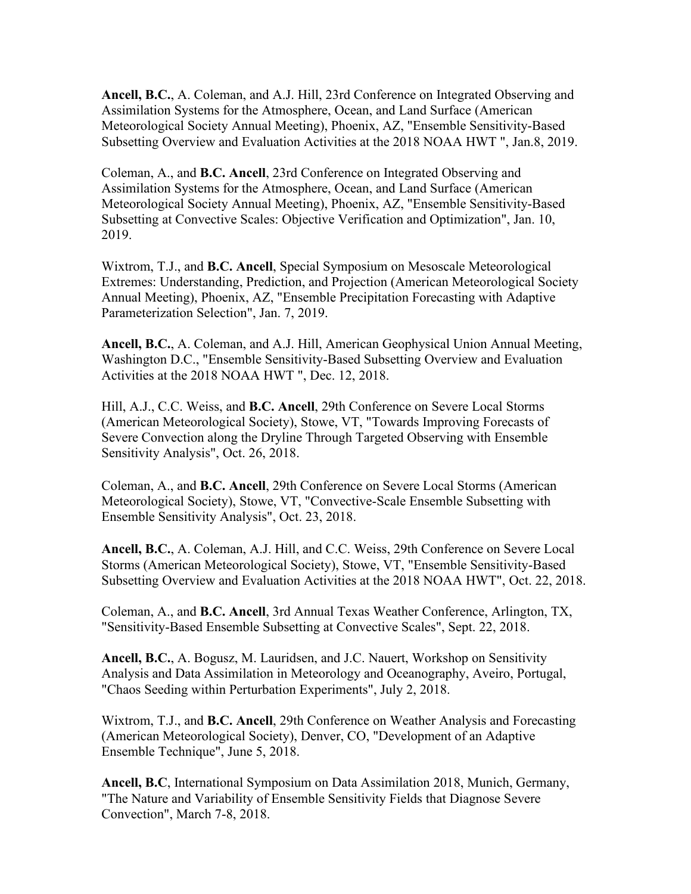**Ancell, B.C.**, A. Coleman, and A.J. Hill, 23rd Conference on Integrated Observing and Assimilation Systems for the Atmosphere, Ocean, and Land Surface (American Meteorological Society Annual Meeting), Phoenix, AZ, "Ensemble Sensitivity-Based Subsetting Overview and Evaluation Activities at the 2018 NOAA HWT ", Jan.8, 2019.

Coleman, A., and **B.C. Ancell**, 23rd Conference on Integrated Observing and Assimilation Systems for the Atmosphere, Ocean, and Land Surface (American Meteorological Society Annual Meeting), Phoenix, AZ, "Ensemble Sensitivity-Based Subsetting at Convective Scales: Objective Verification and Optimization", Jan. 10, 2019.

Wixtrom, T.J., and **B.C. Ancell**, Special Symposium on Mesoscale Meteorological Extremes: Understanding, Prediction, and Projection (American Meteorological Society Annual Meeting), Phoenix, AZ, "Ensemble Precipitation Forecasting with Adaptive Parameterization Selection", Jan. 7, 2019.

**Ancell, B.C.**, A. Coleman, and A.J. Hill, American Geophysical Union Annual Meeting, Washington D.C., "Ensemble Sensitivity-Based Subsetting Overview and Evaluation Activities at the 2018 NOAA HWT ", Dec. 12, 2018.

Hill, A.J., C.C. Weiss, and **B.C. Ancell**, 29th Conference on Severe Local Storms (American Meteorological Society), Stowe, VT, "Towards Improving Forecasts of Severe Convection along the Dryline Through Targeted Observing with Ensemble Sensitivity Analysis", Oct. 26, 2018.

Coleman, A., and **B.C. Ancell**, 29th Conference on Severe Local Storms (American Meteorological Society), Stowe, VT, "Convective-Scale Ensemble Subsetting with Ensemble Sensitivity Analysis", Oct. 23, 2018.

**Ancell, B.C.**, A. Coleman, A.J. Hill, and C.C. Weiss, 29th Conference on Severe Local Storms (American Meteorological Society), Stowe, VT, "Ensemble Sensitivity-Based Subsetting Overview and Evaluation Activities at the 2018 NOAA HWT", Oct. 22, 2018.

Coleman, A., and **B.C. Ancell**, 3rd Annual Texas Weather Conference, Arlington, TX, "Sensitivity-Based Ensemble Subsetting at Convective Scales", Sept. 22, 2018.

**Ancell, B.C.**, A. Bogusz, M. Lauridsen, and J.C. Nauert, Workshop on Sensitivity Analysis and Data Assimilation in Meteorology and Oceanography, Aveiro, Portugal, "Chaos Seeding within Perturbation Experiments", July 2, 2018.

Wixtrom, T.J., and **B.C. Ancell**, 29th Conference on Weather Analysis and Forecasting (American Meteorological Society), Denver, CO, "Development of an Adaptive Ensemble Technique", June 5, 2018.

**Ancell, B.C**, International Symposium on Data Assimilation 2018, Munich, Germany, "The Nature and Variability of Ensemble Sensitivity Fields that Diagnose Severe Convection", March 7-8, 2018.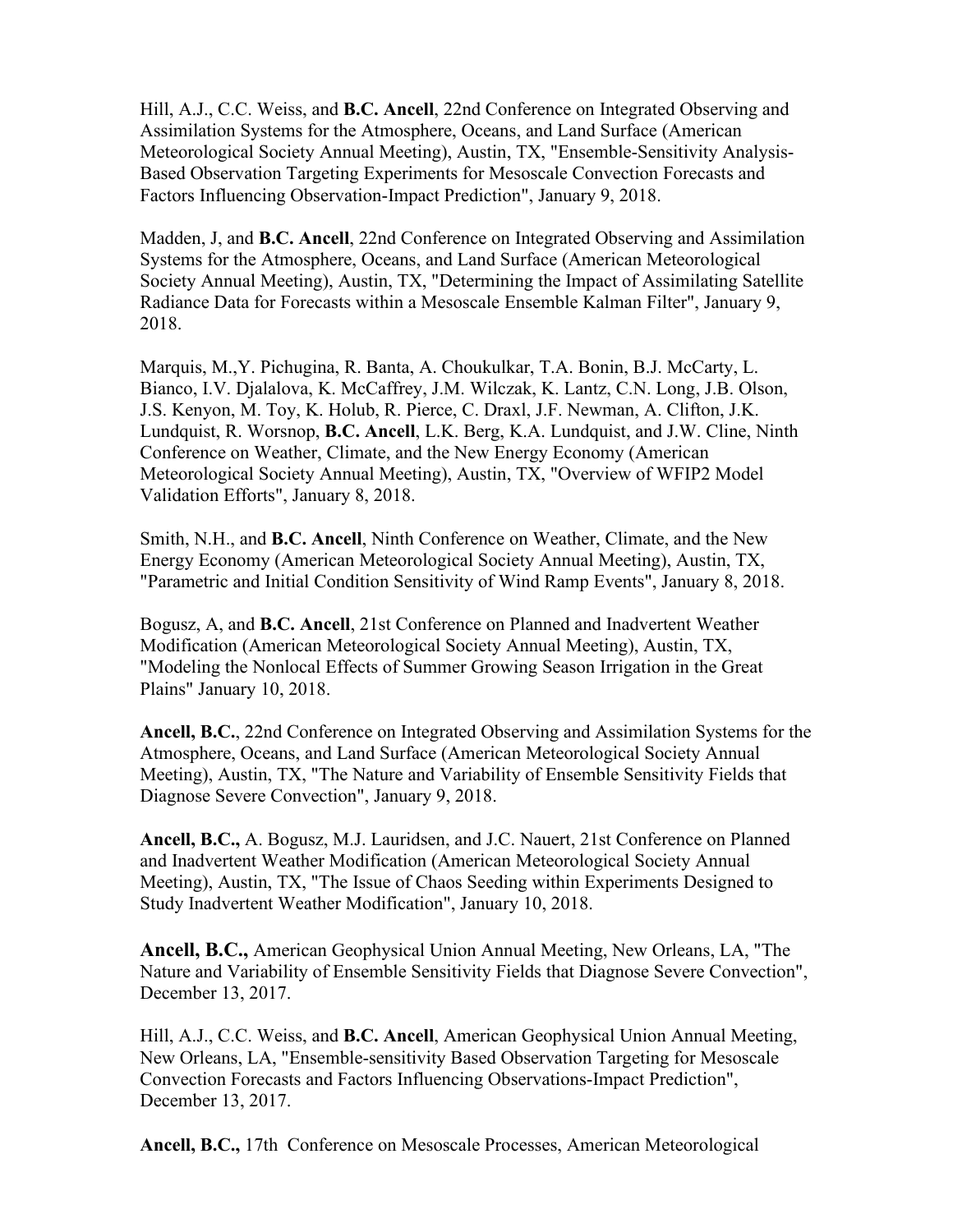Hill, A.J., C.C. Weiss, and **B.C. Ancell**, 22nd Conference on Integrated Observing and Assimilation Systems for the Atmosphere, Oceans, and Land Surface (American Meteorological Society Annual Meeting), Austin, TX, "Ensemble-Sensitivity Analysis-Based Observation Targeting Experiments for Mesoscale Convection Forecasts and Factors Influencing Observation-Impact Prediction", January 9, 2018.

Madden, J, and **B.C. Ancell**, 22nd Conference on Integrated Observing and Assimilation Systems for the Atmosphere, Oceans, and Land Surface (American Meteorological Society Annual Meeting), Austin, TX, "Determining the Impact of Assimilating Satellite Radiance Data for Forecasts within a Mesoscale Ensemble Kalman Filter", January 9, 2018.

Marquis, M.,Y. Pichugina, R. Banta, A. Choukulkar, T.A. Bonin, B.J. McCarty, L. Bianco, I.V. Djalalova, K. McCaffrey, J.M. Wilczak, K. Lantz, C.N. Long, J.B. Olson, J.S. Kenyon, M. Toy, K. Holub, R. Pierce, C. Draxl, J.F. Newman, A. Clifton, J.K. Lundquist, R. Worsnop, **B.C. Ancell**, L.K. Berg, K.A. Lundquist, and J.W. Cline, Ninth Conference on Weather, Climate, and the New Energy Economy (American Meteorological Society Annual Meeting), Austin, TX, "Overview of WFIP2 Model Validation Efforts", January 8, 2018.

Smith, N.H., and **B.C. Ancell**, Ninth Conference on Weather, Climate, and the New Energy Economy (American Meteorological Society Annual Meeting), Austin, TX, "Parametric and Initial Condition Sensitivity of Wind Ramp Events", January 8, 2018.

Bogusz, A, and **B.C. Ancell**, 21st Conference on Planned and Inadvertent Weather Modification (American Meteorological Society Annual Meeting), Austin, TX, "Modeling the Nonlocal Effects of Summer Growing Season Irrigation in the Great Plains" January 10, 2018.

**Ancell, B.C.**, 22nd Conference on Integrated Observing and Assimilation Systems for the Atmosphere, Oceans, and Land Surface (American Meteorological Society Annual Meeting), Austin, TX, "The Nature and Variability of Ensemble Sensitivity Fields that Diagnose Severe Convection", January 9, 2018.

**Ancell, B.C.,** A. Bogusz, M.J. Lauridsen, and J.C. Nauert, 21st Conference on Planned and Inadvertent Weather Modification (American Meteorological Society Annual Meeting), Austin, TX, "The Issue of Chaos Seeding within Experiments Designed to Study Inadvertent Weather Modification", January 10, 2018.

**Ancell, B.C.,** American Geophysical Union Annual Meeting, New Orleans, LA, "The Nature and Variability of Ensemble Sensitivity Fields that Diagnose Severe Convection", December 13, 2017.

Hill, A.J., C.C. Weiss, and **B.C. Ancell**, American Geophysical Union Annual Meeting, New Orleans, LA, "Ensemble-sensitivity Based Observation Targeting for Mesoscale Convection Forecasts and Factors Influencing Observations-Impact Prediction", December 13, 2017.

**Ancell, B.C.,** 17th Conference on Mesoscale Processes, American Meteorological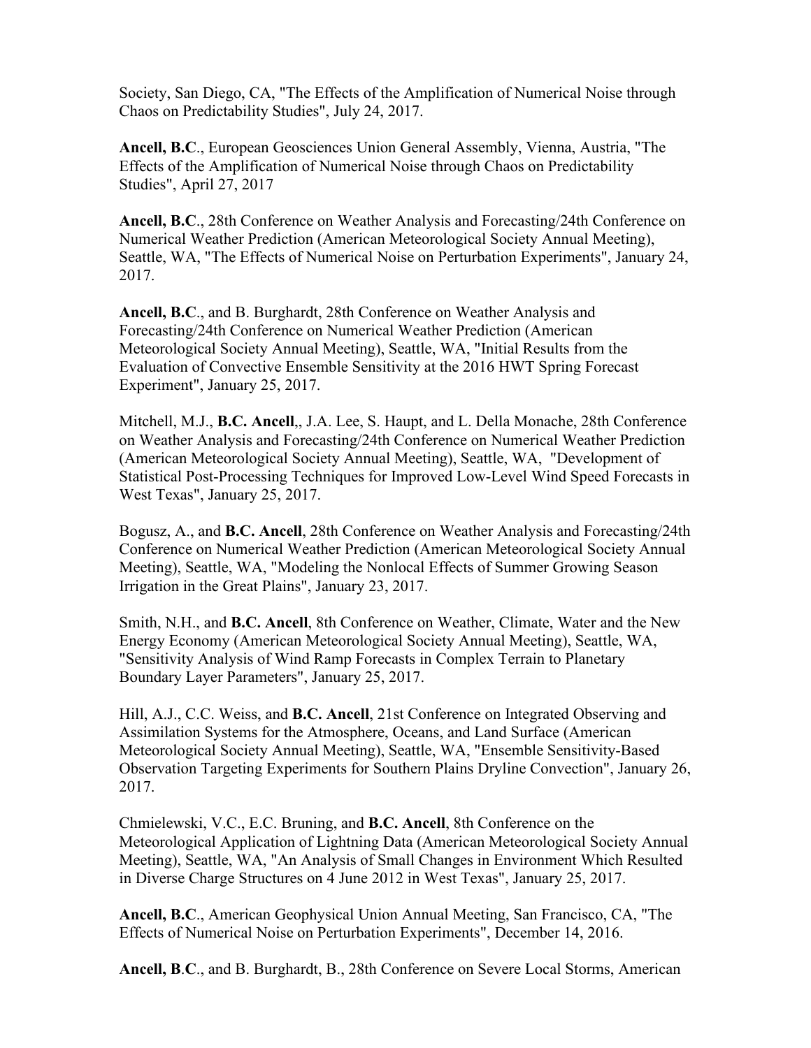Society, San Diego, CA, "The Effects of the Amplification of Numerical Noise through Chaos on Predictability Studies", July 24, 2017.

**Ancell, B.C**., European Geosciences Union General Assembly, Vienna, Austria, "The Effects of the Amplification of Numerical Noise through Chaos on Predictability Studies", April 27, 2017

**Ancell, B.C**., 28th Conference on Weather Analysis and Forecasting/24th Conference on Numerical Weather Prediction (American Meteorological Society Annual Meeting), Seattle, WA, "The Effects of Numerical Noise on Perturbation Experiments", January 24, 2017.

**Ancell, B.C**., and B. Burghardt, 28th Conference on Weather Analysis and Forecasting/24th Conference on Numerical Weather Prediction (American Meteorological Society Annual Meeting), Seattle, WA, "Initial Results from the Evaluation of Convective Ensemble Sensitivity at the 2016 HWT Spring Forecast Experiment", January 25, 2017.

Mitchell, M.J., **B.C. Ancell**,, J.A. Lee, S. Haupt, and L. Della Monache, 28th Conference on Weather Analysis and Forecasting/24th Conference on Numerical Weather Prediction (American Meteorological Society Annual Meeting), Seattle, WA, "Development of Statistical Post-Processing Techniques for Improved Low-Level Wind Speed Forecasts in West Texas", January 25, 2017.

Bogusz, A., and **B.C. Ancell**, 28th Conference on Weather Analysis and Forecasting/24th Conference on Numerical Weather Prediction (American Meteorological Society Annual Meeting), Seattle, WA, "Modeling the Nonlocal Effects of Summer Growing Season Irrigation in the Great Plains", January 23, 2017.

Smith, N.H., and **B.C. Ancell**, 8th Conference on Weather, Climate, Water and the New Energy Economy (American Meteorological Society Annual Meeting), Seattle, WA, "Sensitivity Analysis of Wind Ramp Forecasts in Complex Terrain to Planetary Boundary Layer Parameters", January 25, 2017.

Hill, A.J., C.C. Weiss, and **B.C. Ancell**, 21st Conference on Integrated Observing and Assimilation Systems for the Atmosphere, Oceans, and Land Surface (American Meteorological Society Annual Meeting), Seattle, WA, "Ensemble Sensitivity-Based Observation Targeting Experiments for Southern Plains Dryline Convection", January 26, 2017.

Chmielewski, V.C., E.C. Bruning, and **B.C. Ancell**, 8th Conference on the Meteorological Application of Lightning Data (American Meteorological Society Annual Meeting), Seattle, WA, "An Analysis of Small Changes in Environment Which Resulted in Diverse Charge Structures on 4 June 2012 in West Texas", January 25, 2017.

**Ancell, B.C**., American Geophysical Union Annual Meeting, San Francisco, CA, "The Effects of Numerical Noise on Perturbation Experiments", December 14, 2016.

**Ancell, B.C**., and B. Burghardt, B., 28th Conference on Severe Local Storms, American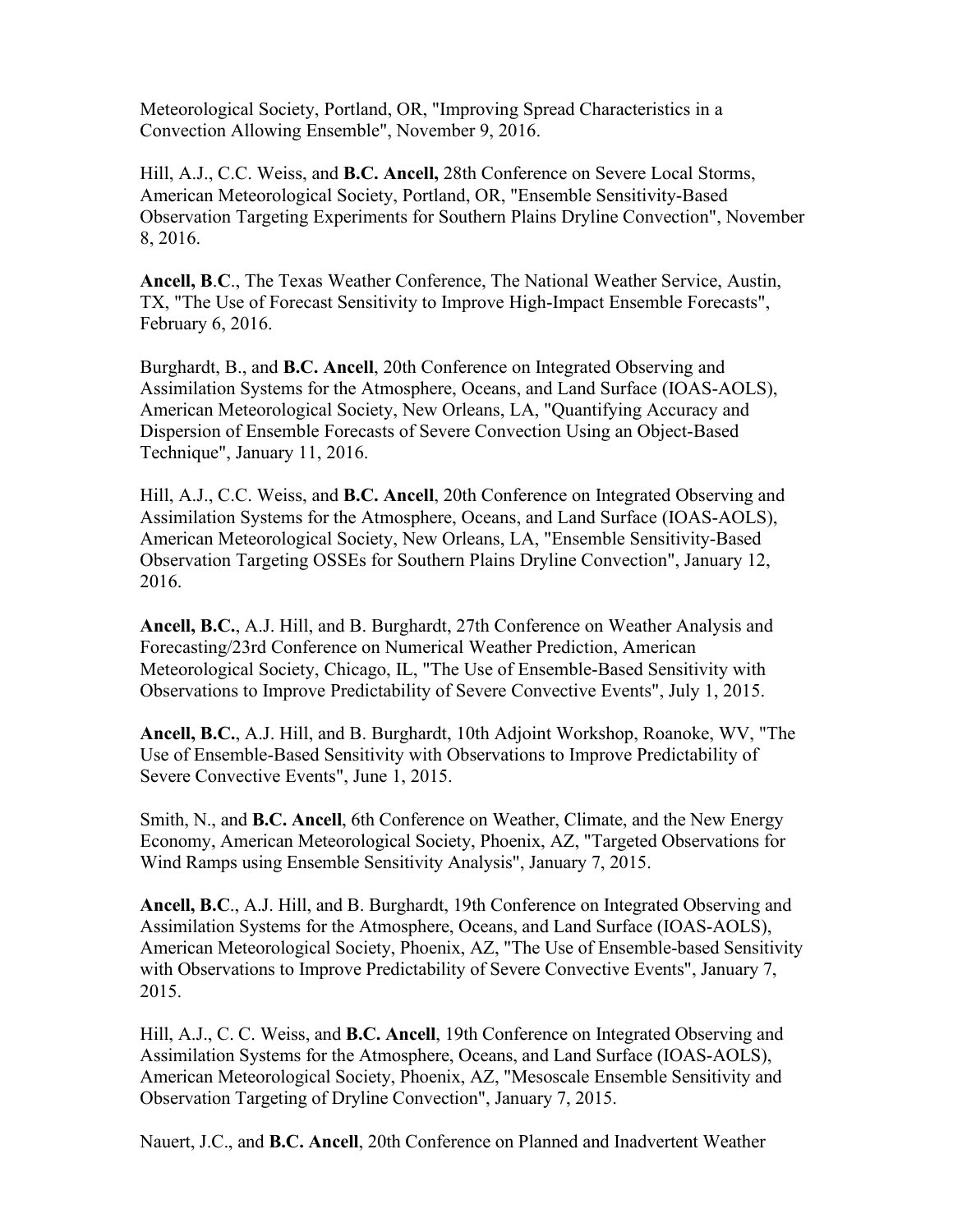Meteorological Society, Portland, OR, "Improving Spread Characteristics in a Convection Allowing Ensemble", November 9, 2016.

Hill, A.J., C.C. Weiss, and **B.C. Ancell,** 28th Conference on Severe Local Storms, American Meteorological Society, Portland, OR, "Ensemble Sensitivity-Based Observation Targeting Experiments for Southern Plains Dryline Convection", November 8, 2016.

**Ancell, B.C.**, The Texas Weather Conference, The National Weather Service, Austin, TX, "The Use of Forecast Sensitivity to Improve High-Impact Ensemble Forecasts", February 6, 2016.

Burghardt, B., and **B.C. Ancell**, 20th Conference on Integrated Observing and Assimilation Systems for the Atmosphere, Oceans, and Land Surface (IOAS-AOLS), American Meteorological Society, New Orleans, LA, "Quantifying Accuracy and Dispersion of Ensemble Forecasts of Severe Convection Using an Object-Based Technique", January 11, 2016.

Hill, A.J., C.C. Weiss, and **B.C. Ancell**, 20th Conference on Integrated Observing and Assimilation Systems for the Atmosphere, Oceans, and Land Surface (IOAS-AOLS), American Meteorological Society, New Orleans, LA, "Ensemble Sensitivity-Based Observation Targeting OSSEs for Southern Plains Dryline Convection", January 12, 2016.

**Ancell, B.C.**, A.J. Hill, and B. Burghardt, 27th Conference on Weather Analysis and Forecasting/23rd Conference on Numerical Weather Prediction, American Meteorological Society, Chicago, IL, "The Use of Ensemble-Based Sensitivity with Observations to Improve Predictability of Severe Convective Events", July 1, 2015.

**Ancell, B.C.**, A.J. Hill, and B. Burghardt, 10th Adjoint Workshop, Roanoke, WV, "The Use of Ensemble-Based Sensitivity with Observations to Improve Predictability of Severe Convective Events", June 1, 2015.

Smith, N., and **B.C. Ancell**, 6th Conference on Weather, Climate, and the New Energy Economy, American Meteorological Society, Phoenix, AZ, "Targeted Observations for Wind Ramps using Ensemble Sensitivity Analysis", January 7, 2015.

**Ancell, B.C**., A.J. Hill, and B. Burghardt, 19th Conference on Integrated Observing and Assimilation Systems for the Atmosphere, Oceans, and Land Surface (IOAS-AOLS), American Meteorological Society, Phoenix, AZ, "The Use of Ensemble-based Sensitivity with Observations to Improve Predictability of Severe Convective Events", January 7, 2015.

Hill, A.J., C. C. Weiss, and **B.C. Ancell**, 19th Conference on Integrated Observing and Assimilation Systems for the Atmosphere, Oceans, and Land Surface (IOAS-AOLS), American Meteorological Society, Phoenix, AZ, "Mesoscale Ensemble Sensitivity and Observation Targeting of Dryline Convection", January 7, 2015.

Nauert, J.C., and **B.C. Ancell**, 20th Conference on Planned and Inadvertent Weather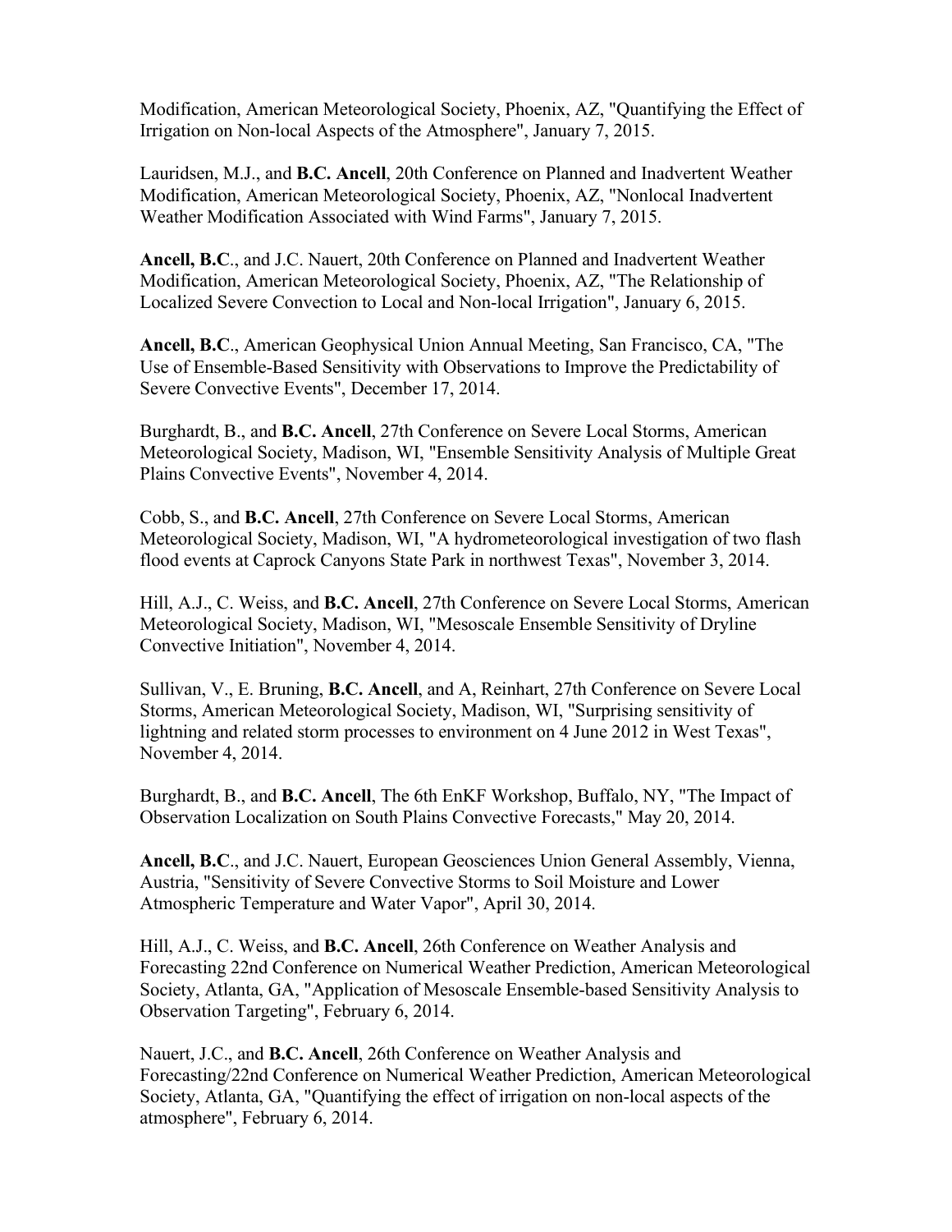Modification, American Meteorological Society, Phoenix, AZ, "Quantifying the Effect of Irrigation on Non-local Aspects of the Atmosphere", January 7, 2015.

Lauridsen, M.J., and **B.C. Ancell**, 20th Conference on Planned and Inadvertent Weather Modification, American Meteorological Society, Phoenix, AZ, "Nonlocal Inadvertent Weather Modification Associated with Wind Farms", January 7, 2015.

**Ancell, B.C**., and J.C. Nauert, 20th Conference on Planned and Inadvertent Weather Modification, American Meteorological Society, Phoenix, AZ, "The Relationship of Localized Severe Convection to Local and Non-local Irrigation", January 6, 2015.

**Ancell, B.C**., American Geophysical Union Annual Meeting, San Francisco, CA, "The Use of Ensemble-Based Sensitivity with Observations to Improve the Predictability of Severe Convective Events", December 17, 2014.

Burghardt, B., and **B.C. Ancell**, 27th Conference on Severe Local Storms, American Meteorological Society, Madison, WI, "Ensemble Sensitivity Analysis of Multiple Great Plains Convective Events", November 4, 2014.

Cobb, S., and **B.C. Ancell**, 27th Conference on Severe Local Storms, American Meteorological Society, Madison, WI, "A hydrometeorological investigation of two flash flood events at Caprock Canyons State Park in northwest Texas", November 3, 2014.

Hill, A.J., C. Weiss, and **B.C. Ancell**, 27th Conference on Severe Local Storms, American Meteorological Society, Madison, WI, "Mesoscale Ensemble Sensitivity of Dryline Convective Initiation", November 4, 2014.

Sullivan, V., E. Bruning, **B.C. Ancell**, and A, Reinhart, 27th Conference on Severe Local Storms, American Meteorological Society, Madison, WI, "Surprising sensitivity of lightning and related storm processes to environment on 4 June 2012 in West Texas", November 4, 2014.

Burghardt, B., and **B.C. Ancell**, The 6th EnKF Workshop, Buffalo, NY, "The Impact of Observation Localization on South Plains Convective Forecasts," May 20, 2014.

**Ancell, B.C**., and J.C. Nauert, European Geosciences Union General Assembly, Vienna, Austria, "Sensitivity of Severe Convective Storms to Soil Moisture and Lower Atmospheric Temperature and Water Vapor", April 30, 2014.

Hill, A.J., C. Weiss, and **B.C. Ancell**, 26th Conference on Weather Analysis and Forecasting 22nd Conference on Numerical Weather Prediction, American Meteorological Society, Atlanta, GA, "Application of Mesoscale Ensemble-based Sensitivity Analysis to Observation Targeting", February 6, 2014.

Nauert, J.C., and **B.C. Ancell**, 26th Conference on Weather Analysis and Forecasting/22nd Conference on Numerical Weather Prediction, American Meteorological Society, Atlanta, GA, "Quantifying the effect of irrigation on non-local aspects of the atmosphere", February 6, 2014.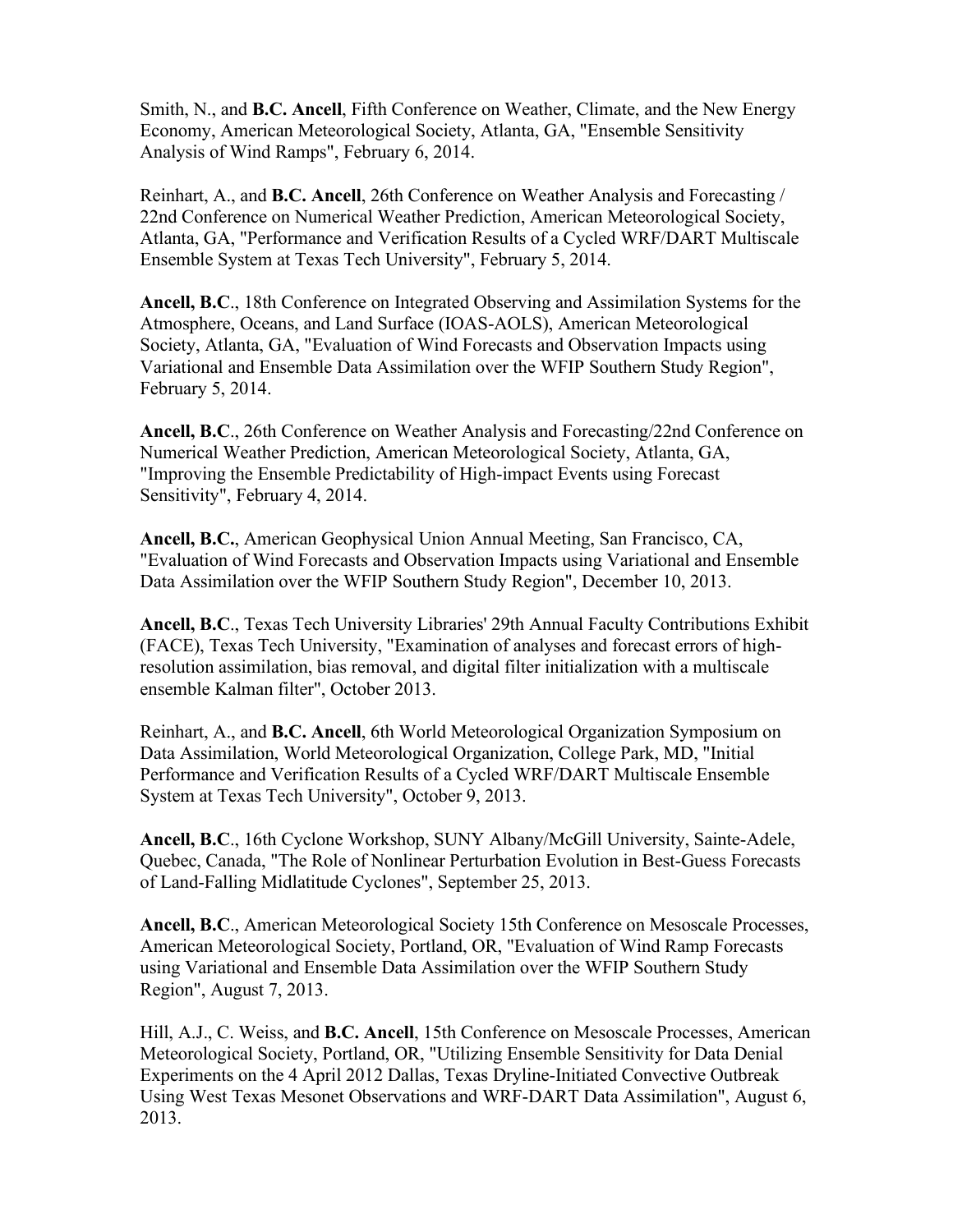Smith, N., and **B.C. Ancell**, Fifth Conference on Weather, Climate, and the New Energy Economy, American Meteorological Society, Atlanta, GA, "Ensemble Sensitivity Analysis of Wind Ramps", February 6, 2014.

Reinhart, A., and **B.C. Ancell**, 26th Conference on Weather Analysis and Forecasting / 22nd Conference on Numerical Weather Prediction, American Meteorological Society, Atlanta, GA, "Performance and Verification Results of a Cycled WRF/DART Multiscale Ensemble System at Texas Tech University", February 5, 2014.

**Ancell, B.C**., 18th Conference on Integrated Observing and Assimilation Systems for the Atmosphere, Oceans, and Land Surface (IOAS-AOLS), American Meteorological Society, Atlanta, GA, "Evaluation of Wind Forecasts and Observation Impacts using Variational and Ensemble Data Assimilation over the WFIP Southern Study Region", February 5, 2014.

**Ancell, B.C**., 26th Conference on Weather Analysis and Forecasting/22nd Conference on Numerical Weather Prediction, American Meteorological Society, Atlanta, GA, "Improving the Ensemble Predictability of High-impact Events using Forecast Sensitivity", February 4, 2014.

**Ancell, B.C.**, American Geophysical Union Annual Meeting, San Francisco, CA, "Evaluation of Wind Forecasts and Observation Impacts using Variational and Ensemble Data Assimilation over the WFIP Southern Study Region", December 10, 2013.

**Ancell, B.C**., Texas Tech University Libraries' 29th Annual Faculty Contributions Exhibit (FACE), Texas Tech University, "Examination of analyses and forecast errors of high-resolution assimilation, bias removal, and digital filter initialization with a multiscale ensemble Kalman filter", October 2013.

Reinhart, A., and **B.C. Ancell**, 6th World Meteorological Organization Symposium on Data Assimilation, World Meteorological Organization, College Park, MD, "Initial Performance and Verification Results of a Cycled WRF/DART Multiscale Ensemble System at Texas Tech University", October 9, 2013.

**Ancell, B.C**., 16th Cyclone Workshop, SUNY Albany/McGill University, Sainte-Adele, Quebec, Canada, "The Role of Nonlinear Perturbation Evolution in Best-Guess Forecasts of Land-Falling Midlatitude Cyclones", September 25, 2013.

**Ancell, B.C**., American Meteorological Society 15th Conference on Mesoscale Processes, American Meteorological Society, Portland, OR, "Evaluation of Wind Ramp Forecasts using Variational and Ensemble Data Assimilation over the WFIP Southern Study Region", August 7, 2013.

Hill, A.J., C. Weiss, and **B.C. Ancell**, 15th Conference on Mesoscale Processes, American Meteorological Society, Portland, OR, "Utilizing Ensemble Sensitivity for Data Denial Experiments on the 4 April 2012 Dallas, Texas Dryline-Initiated Convective Outbreak Using West Texas Mesonet Observations and WRF-DART Data Assimilation", August 6, 2013.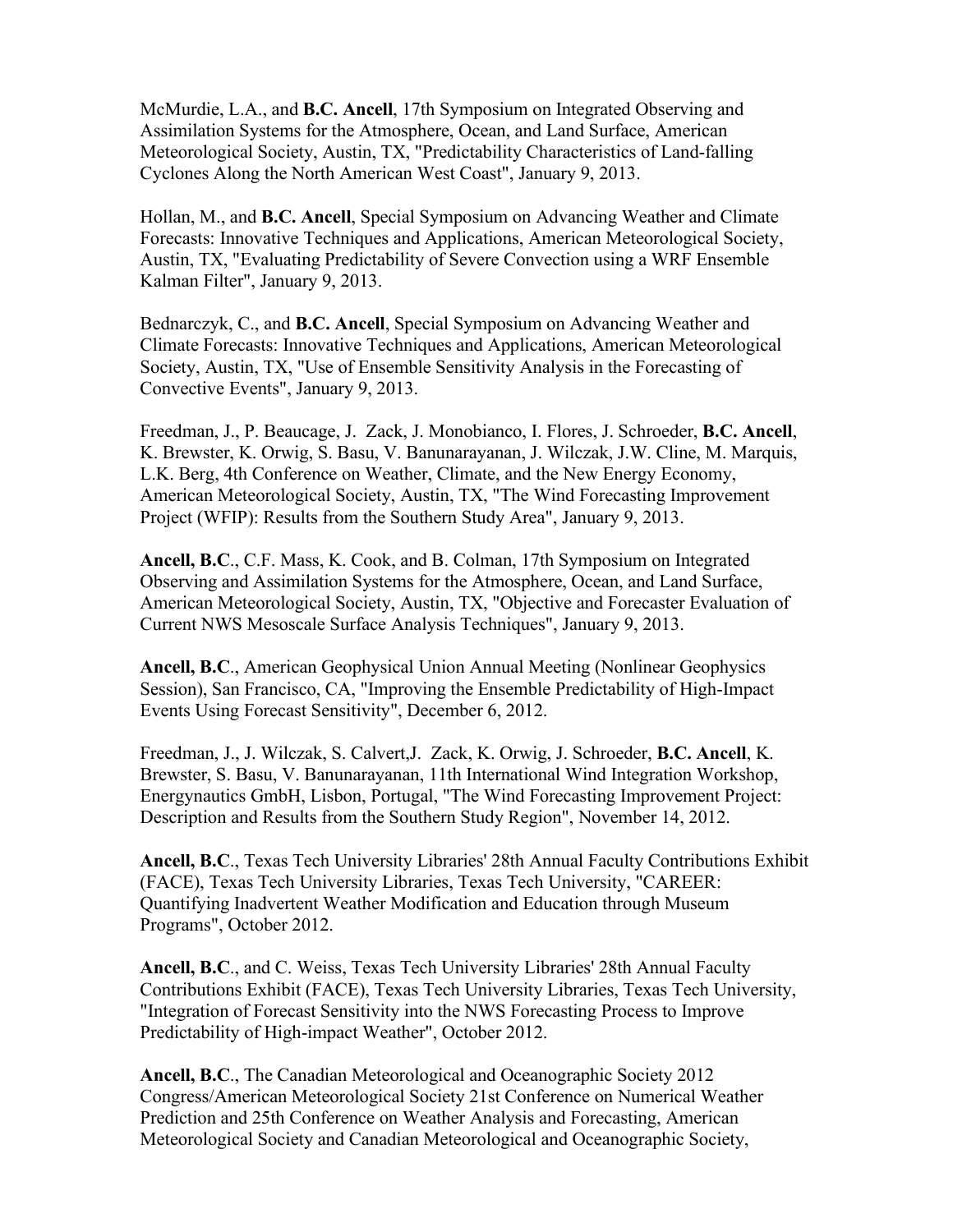McMurdie, L.A., and **B.C. Ancell**, 17th Symposium on Integrated Observing and Assimilation Systems for the Atmosphere, Ocean, and Land Surface, American Meteorological Society, Austin, TX, "Predictability Characteristics of Land-falling Cyclones Along the North American West Coast", January 9, 2013.

Hollan, M., and **B.C. Ancell**, Special Symposium on Advancing Weather and Climate Forecasts: Innovative Techniques and Applications, American Meteorological Society, Austin, TX, "Evaluating Predictability of Severe Convection using a WRF Ensemble Kalman Filter", January 9, 2013.

Bednarczyk, C., and **B.C. Ancell**, Special Symposium on Advancing Weather and Climate Forecasts: Innovative Techniques and Applications, American Meteorological Society, Austin, TX, "Use of Ensemble Sensitivity Analysis in the Forecasting of Convective Events", January 9, 2013.

Freedman, J., P. Beaucage, J. Zack, J. Monobianco, I. Flores, J. Schroeder, **B.C. Ancell**, K. Brewster, K. Orwig, S. Basu, V. Banunarayanan, J. Wilczak, J.W. Cline, M. Marquis, L.K. Berg, 4th Conference on Weather, Climate, and the New Energy Economy, American Meteorological Society, Austin, TX, "The Wind Forecasting Improvement Project (WFIP): Results from the Southern Study Area", January 9, 2013.

**Ancell, B.C**., C.F. Mass, K. Cook, and B. Colman, 17th Symposium on Integrated Observing and Assimilation Systems for the Atmosphere, Ocean, and Land Surface, American Meteorological Society, Austin, TX, "Objective and Forecaster Evaluation of Current NWS Mesoscale Surface Analysis Techniques", January 9, 2013.

**Ancell, B.C**., American Geophysical Union Annual Meeting (Nonlinear Geophysics Session), San Francisco, CA, "Improving the Ensemble Predictability of High-Impact Events Using Forecast Sensitivity", December 6, 2012.

Freedman, J., J. Wilczak, S. Calvert,J. Zack, K. Orwig, J. Schroeder, **B.C. Ancell**, K. Brewster, S. Basu, V. Banunarayanan, 11th International Wind Integration Workshop, Energynautics GmbH, Lisbon, Portugal, "The Wind Forecasting Improvement Project: Description and Results from the Southern Study Region", November 14, 2012.

**Ancell, B.C**., Texas Tech University Libraries' 28th Annual Faculty Contributions Exhibit (FACE), Texas Tech University Libraries, Texas Tech University, "CAREER: Quantifying Inadvertent Weather Modification and Education through Museum Programs", October 2012.

**Ancell, B.C**., and C. Weiss, Texas Tech University Libraries' 28th Annual Faculty Contributions Exhibit (FACE), Texas Tech University Libraries, Texas Tech University, "Integration of Forecast Sensitivity into the NWS Forecasting Process to Improve Predictability of High-impact Weather", October 2012.

**Ancell, B.C**., The Canadian Meteorological and Oceanographic Society 2012 Congress/American Meteorological Society 21st Conference on Numerical Weather Prediction and 25th Conference on Weather Analysis and Forecasting, American Meteorological Society and Canadian Meteorological and Oceanographic Society,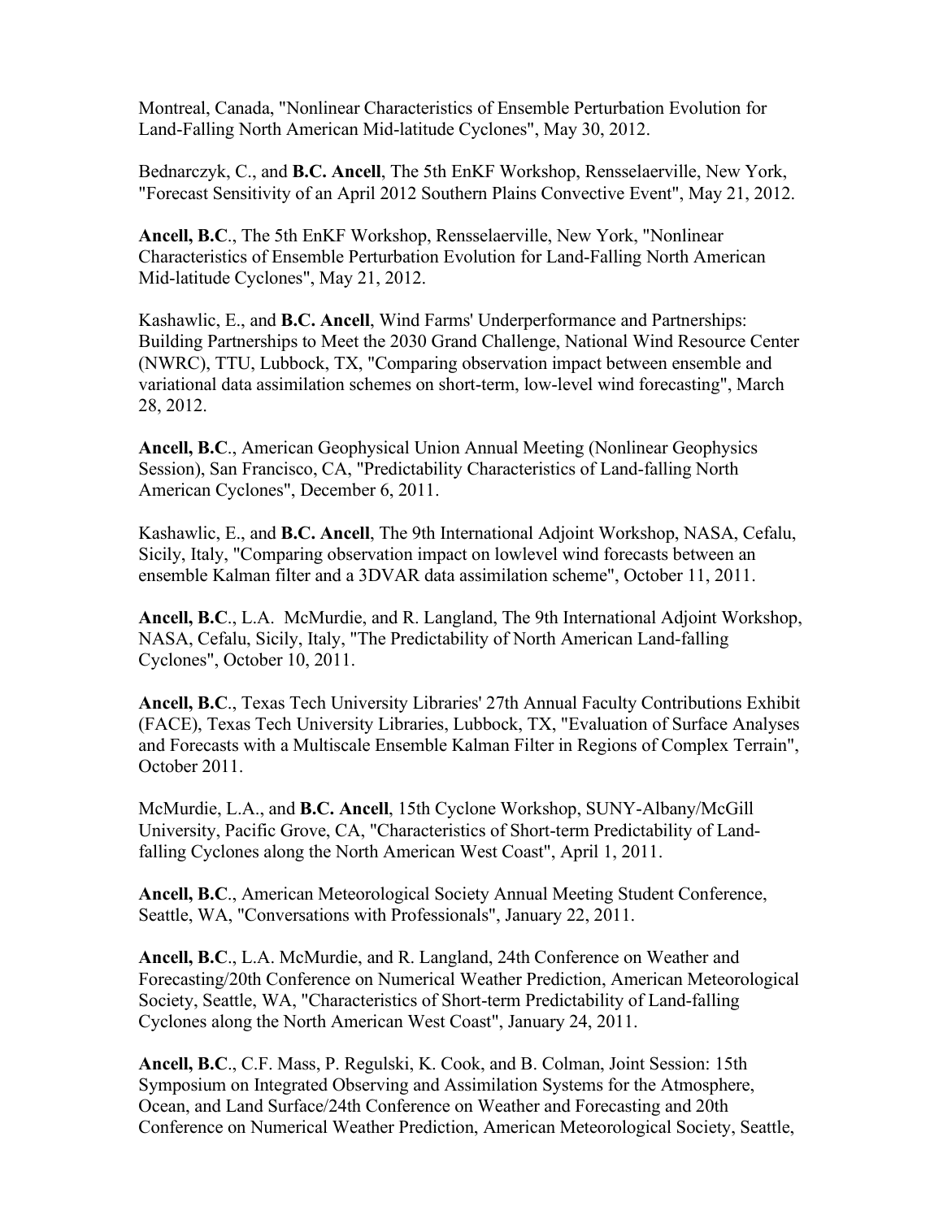Montreal, Canada, "Nonlinear Characteristics of Ensemble Perturbation Evolution for Land-Falling North American Mid-latitude Cyclones", May 30, 2012.

Bednarczyk, C., and **B.C. Ancell**, The 5th EnKF Workshop, Rensselaerville, New York, "Forecast Sensitivity of an April 2012 Southern Plains Convective Event", May 21, 2012.

**Ancell, B.C**., The 5th EnKF Workshop, Rensselaerville, New York, "Nonlinear Characteristics of Ensemble Perturbation Evolution for Land-Falling North American Mid-latitude Cyclones", May 21, 2012.

Kashawlic, E., and **B.C. Ancell**, Wind Farms' Underperformance and Partnerships: Building Partnerships to Meet the 2030 Grand Challenge, National Wind Resource Center (NWRC), TTU, Lubbock, TX, "Comparing observation impact between ensemble and variational data assimilation schemes on short-term, low-level wind forecasting", March 28, 2012.

**Ancell, B.C**., American Geophysical Union Annual Meeting (Nonlinear Geophysics Session), San Francisco, CA, "Predictability Characteristics of Land-falling North American Cyclones", December 6, 2011.

Kashawlic, E., and **B.C. Ancell**, The 9th International Adjoint Workshop, NASA, Cefalu, Sicily, Italy, "Comparing observation impact on lowlevel wind forecasts between an ensemble Kalman filter and a 3DVAR data assimilation scheme", October 11, 2011.

**Ancell, B.C**., L.A. McMurdie, and R. Langland, The 9th International Adjoint Workshop, NASA, Cefalu, Sicily, Italy, "The Predictability of North American Land-falling Cyclones", October 10, 2011.

**Ancell, B.C**., Texas Tech University Libraries' 27th Annual Faculty Contributions Exhibit (FACE), Texas Tech University Libraries, Lubbock, TX, "Evaluation of Surface Analyses and Forecasts with a Multiscale Ensemble Kalman Filter in Regions of Complex Terrain", October 2011.

McMurdie, L.A., and **B.C. Ancell**, 15th Cyclone Workshop, SUNY-Albany/McGill University, Pacific Grove, CA, "Characteristics of Short-term Predictability of Land-falling Cyclones along the North American West Coast", April 1, 2011.

**Ancell, B.C**., American Meteorological Society Annual Meeting Student Conference, Seattle, WA, "Conversations with Professionals", January 22, 2011.

**Ancell, B.C**., L.A. McMurdie, and R. Langland, 24th Conference on Weather and Forecasting/20th Conference on Numerical Weather Prediction, American Meteorological Society, Seattle, WA, "Characteristics of Short-term Predictability of Land-falling Cyclones along the North American West Coast", January 24, 2011.

**Ancell, B.C**., C.F. Mass, P. Regulski, K. Cook, and B. Colman, Joint Session: 15th Symposium on Integrated Observing and Assimilation Systems for the Atmosphere, Ocean, and Land Surface/24th Conference on Weather and Forecasting and 20th Conference on Numerical Weather Prediction, American Meteorological Society, Seattle,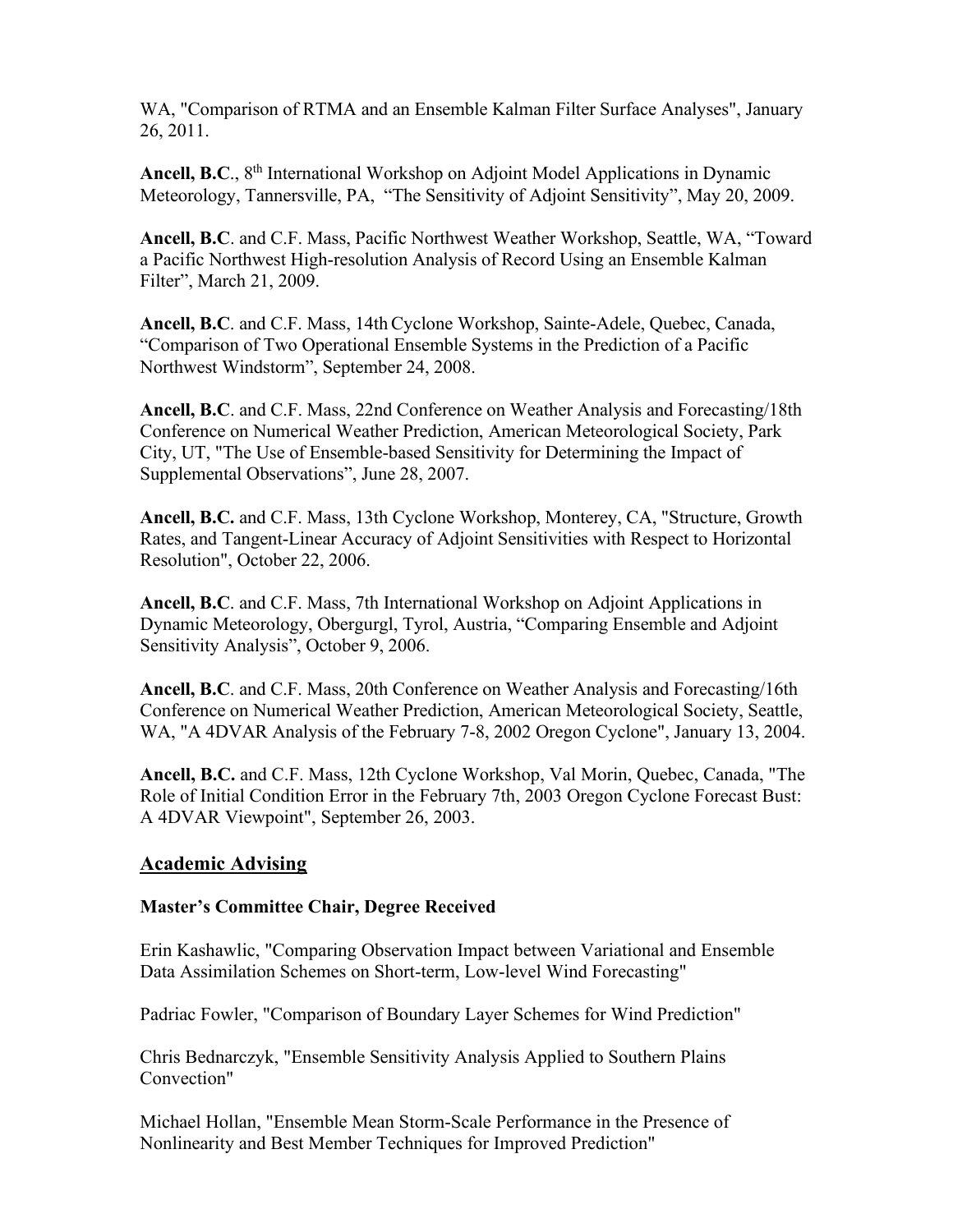WA, "Comparison of RTMA and an Ensemble Kalman Filter Surface Analyses", January 26, 2011.

**Ancell, B.C**., 8th International Workshop on Adjoint Model Applications in Dynamic Meteorology, Tannersville, PA, "The Sensitivity of Adjoint Sensitivity", May 20, 2009.

**Ancell, B.C**. and C.F. Mass, Pacific Northwest Weather Workshop, Seattle, WA, "Toward a Pacific Northwest High-resolution Analysis of Record Using an Ensemble Kalman Filter", March 21, 2009.

**Ancell, B.C**. and C.F. Mass, 14th Cyclone Workshop, Sainte-Adele, Quebec, Canada, "Comparison of Two Operational Ensemble Systems in the Prediction of a Pacific Northwest Windstorm", September 24, 2008.

**Ancell, B.C**. and C.F. Mass, 22nd Conference on Weather Analysis and Forecasting/18th Conference on Numerical Weather Prediction, American Meteorological Society, Park City, UT, "The Use of Ensemble-based Sensitivity for Determining the Impact of Supplemental Observations", June 28, 2007.

**Ancell, B.C.** and C.F. Mass, 13th Cyclone Workshop, Monterey, CA, "Structure, Growth Rates, and Tangent-Linear Accuracy of Adjoint Sensitivities with Respect to Horizontal Resolution", October 22, 2006.

**Ancell, B.C**. and C.F. Mass, 7th International Workshop on Adjoint Applications in Dynamic Meteorology, Obergurgl, Tyrol, Austria, "Comparing Ensemble and Adjoint Sensitivity Analysis", October 9, 2006.

**Ancell, B.C**. and C.F. Mass, 20th Conference on Weather Analysis and Forecasting/16th Conference on Numerical Weather Prediction, American Meteorological Society, Seattle, WA, "A 4DVAR Analysis of the February 7-8, 2002 Oregon Cyclone", January 13, 2004.

**Ancell, B.C.** and C.F. Mass, 12th Cyclone Workshop, Val Morin, Quebec, Canada, "The Role of Initial Condition Error in the February 7th, 2003 Oregon Cyclone Forecast Bust: A 4DVAR Viewpoint", September 26, 2003.

## Academic Advising

**Master's Committee Chair, Degree Received**

Erin Kashawlic, "Comparing Observation Impact between Variational and Ensemble Data Assimilation Schemes on Short-term, Low-level Wind Forecasting"

Padriac Fowler, "Comparison of Boundary Layer Schemes for Wind Prediction"

Chris Bednarczyk, "Ensemble Sensitivity Analysis Applied to Southern Plains Convection"

Michael Hollan, "Ensemble Mean Storm-Scale Performance in the Presence of Nonlinearity and Best Member Techniques for Improved Prediction"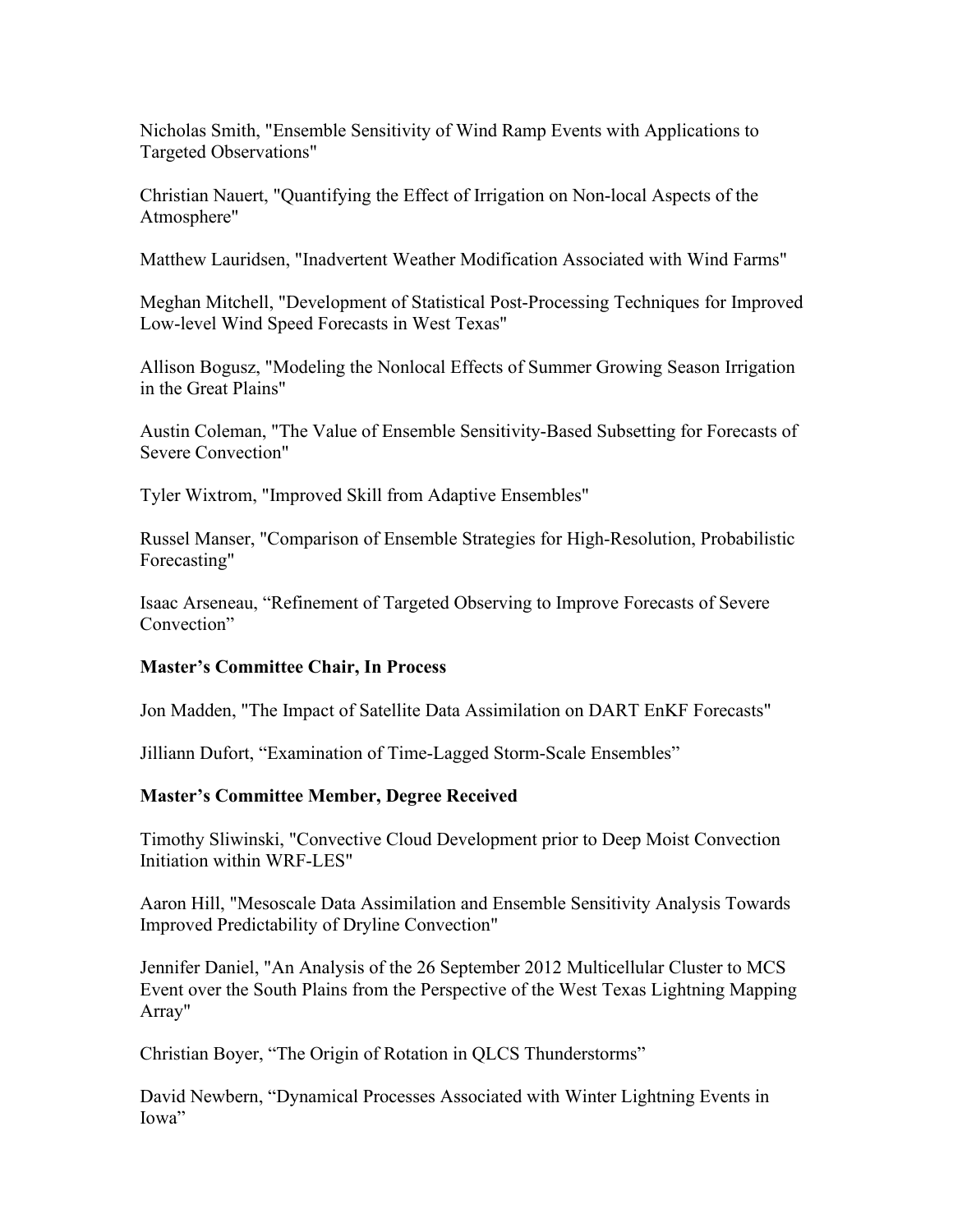Nicholas Smith, "Ensemble Sensitivity of Wind Ramp Events with Applications to Targeted Observations"

Christian Nauert, "Quantifying the Effect of Irrigation on Non-local Aspects of the Atmosphere"

Matthew Lauridsen, "Inadvertent Weather Modification Associated with Wind Farms"

Meghan Mitchell, "Development of Statistical Post-Processing Techniques for Improved Low-level Wind Speed Forecasts in West Texas"

Allison Bogusz, "Modeling the Nonlocal Effects of Summer Growing Season Irrigation in the Great Plains"

Austin Coleman, "The Value of Ensemble Sensitivity-Based Subsetting for Forecasts of Severe Convection"

Tyler Wixtrom, "Improved Skill from Adaptive Ensembles"

Russel Manser, "Comparison of Ensemble Strategies for High-Resolution, Probabilistic Forecasting"

Isaac Arseneau, "Refinement of Targeted Observing to Improve Forecasts of Severe Convection"

**Master's Committee Chair, In Process**

Jon Madden, "The Impact of Satellite Data Assimilation on DART EnKF Forecasts"

Jilliann Dufort, "Examination of Time-Lagged Storm-Scale Ensembles"

**Master's Committee Member, Degree Received**

Timothy Sliwinski, "Convective Cloud Development prior to Deep Moist Convection Initiation within WRF-LES"

Aaron Hill, "Mesoscale Data Assimilation and Ensemble Sensitivity Analysis Towards Improved Predictability of Dryline Convection"

Jennifer Daniel, "An Analysis of the 26 September 2012 Multicellular Cluster to MCS Event over the South Plains from the Perspective of the West Texas Lightning Mapping Array"

Christian Boyer, "The Origin of Rotation in QLCS Thunderstorms"

David Newbern, "Dynamical Processes Associated with Winter Lightning Events in Iowa"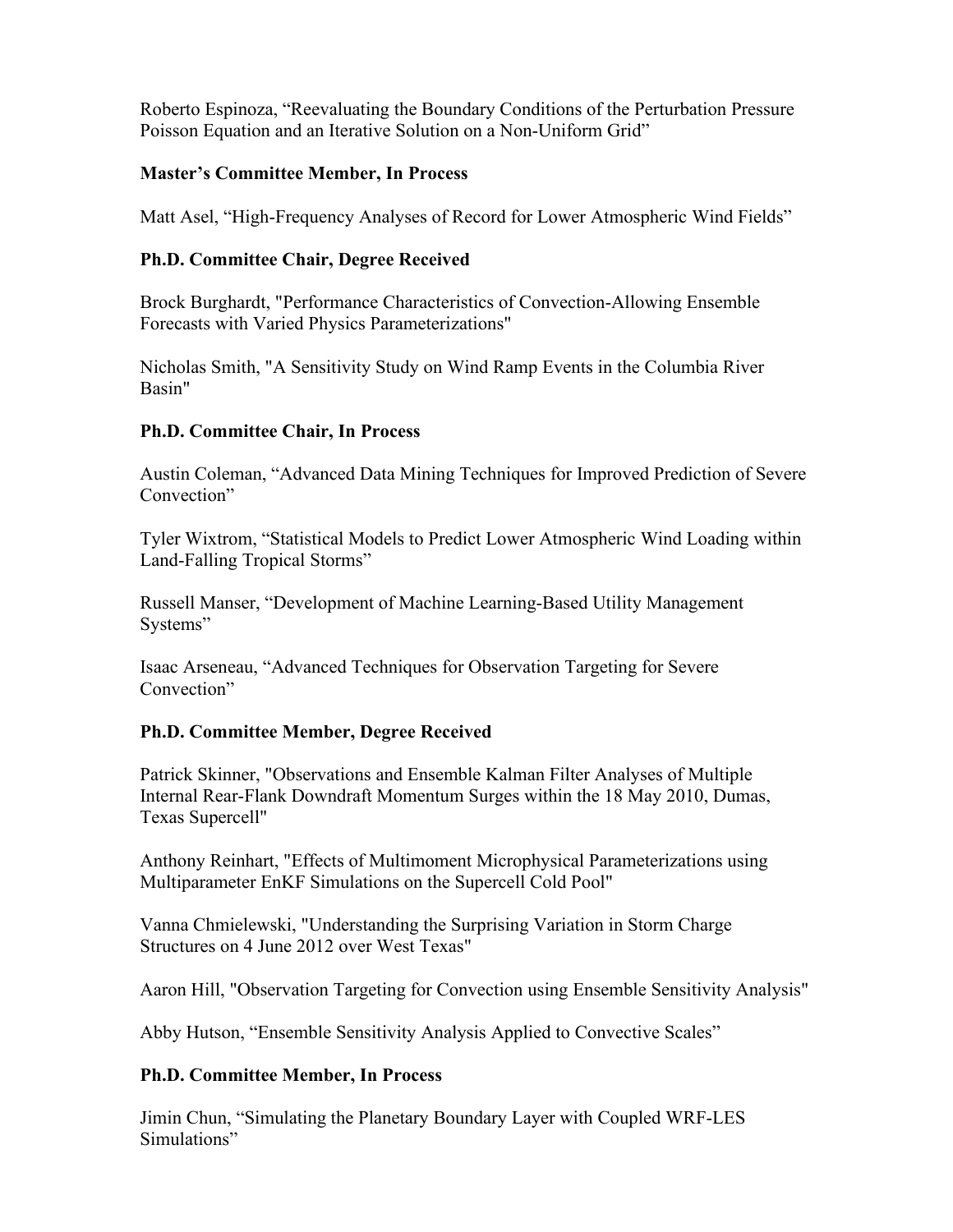Roberto Espinoza, "Reevaluating the Boundary Conditions of the Perturbation Pressure Poisson Equation and an Iterative Solution on a Non-Uniform Grid"

**Master's Committee Member, In Process**

Matt Asel, "High-Frequency Analyses of Record for Lower Atmospheric Wind Fields"

**Ph.D. Committee Chair, Degree Received**

Brock Burghardt, "Performance Characteristics of Convection-Allowing Ensemble Forecasts with Varied Physics Parameterizations"

Nicholas Smith, "A Sensitivity Study on Wind Ramp Events in the Columbia River Basin"

**Ph.D. Committee Chair, In Process**

Austin Coleman, "Advanced Data Mining Techniques for Improved Prediction of Severe Convection"

Tyler Wixtrom, "Statistical Models to Predict Lower Atmospheric Wind Loading within Land-Falling Tropical Storms"

Russell Manser, "Development of Machine Learning-Based Utility Management Systems"

Isaac Arseneau, "Advanced Techniques for Observation Targeting for Severe Convection"

**Ph.D. Committee Member, Degree Received**

Patrick Skinner, "Observations and Ensemble Kalman Filter Analyses of Multiple Internal Rear-Flank Downdraft Momentum Surges within the 18 May 2010, Dumas, Texas Supercell"

Anthony Reinhart, "Effects of Multimoment Microphysical Parameterizations using Multiparameter EnKF Simulations on the Supercell Cold Pool"

Vanna Chmielewski, "Understanding the Surprising Variation in Storm Charge Structures on 4 June 2012 over West Texas"

Aaron Hill, "Observation Targeting for Convection using Ensemble Sensitivity Analysis"

Abby Hutson, "Ensemble Sensitivity Analysis Applied to Convective Scales"

**Ph.D. Committee Member, In Process**

Jimin Chun, "Simulating the Planetary Boundary Layer with Coupled WRF-LES Simulations"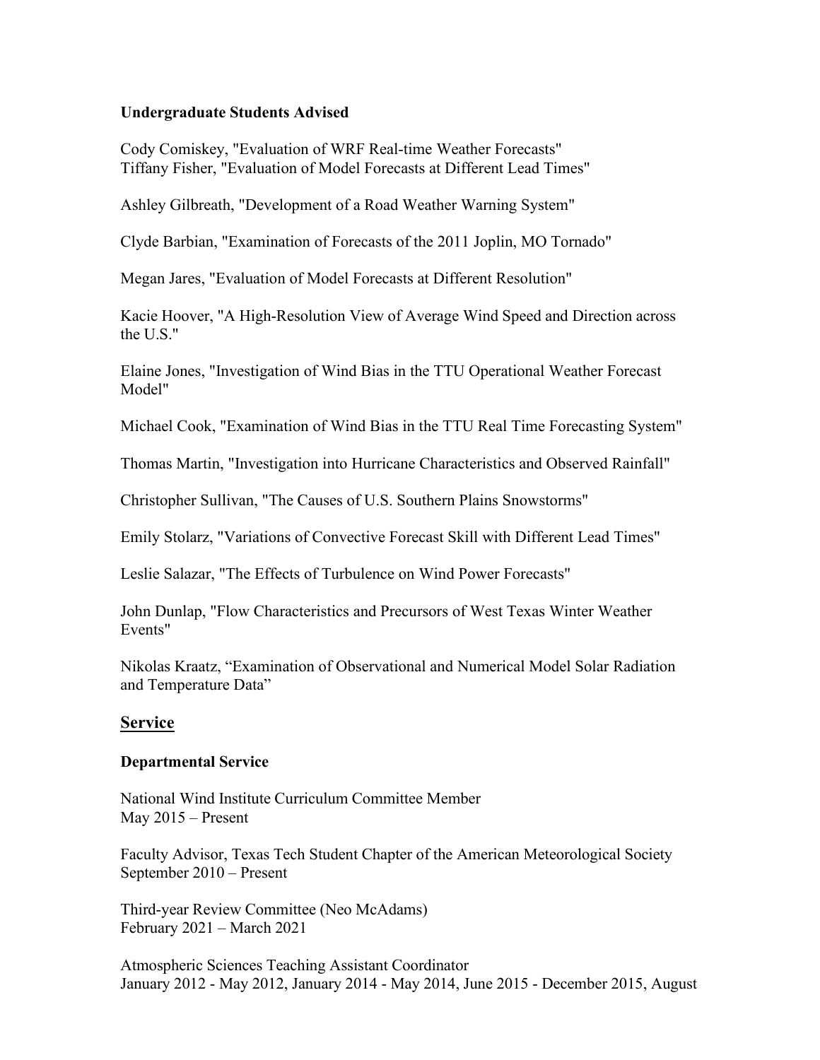**Undergraduate Students Advised**

Cody Comiskey, "Evaluation of WRF Real-time Weather Forecasts"
Tiffany Fisher, "Evaluation of Model Forecasts at Different Lead Times"

Ashley Gilbreath, "Development of a Road Weather Warning System"

Clyde Barbian, "Examination of Forecasts of the 2011 Joplin, MO Tornado"

Megan Jares, "Evaluation of Model Forecasts at Different Resolution"

Kacie Hoover, "A High-Resolution View of Average Wind Speed and Direction across the U.S."

Elaine Jones, "Investigation of Wind Bias in the TTU Operational Weather Forecast Model"

Michael Cook, "Examination of Wind Bias in the TTU Real Time Forecasting System"

Thomas Martin, "Investigation into Hurricane Characteristics and Observed Rainfall"

Christopher Sullivan, "The Causes of U.S. Southern Plains Snowstorms"

Emily Stolarz, "Variations of Convective Forecast Skill with Different Lead Times"

Leslie Salazar, "The Effects of Turbulence on Wind Power Forecasts"

John Dunlap, "Flow Characteristics and Precursors of West Texas Winter Weather Events"

Nikolas Kraatz, "Examination of Observational and Numerical Model Solar Radiation and Temperature Data"

## Service

**Departmental Service**

National Wind Institute Curriculum Committee Member
May 2015 – Present

Faculty Advisor, Texas Tech Student Chapter of the American Meteorological Society
September 2010 – Present

Third-year Review Committee (Neo McAdams)
February 2021 – March 2021

Atmospheric Sciences Teaching Assistant Coordinator
January 2012 - May 2012, January 2014 - May 2014, June 2015 - December 2015, August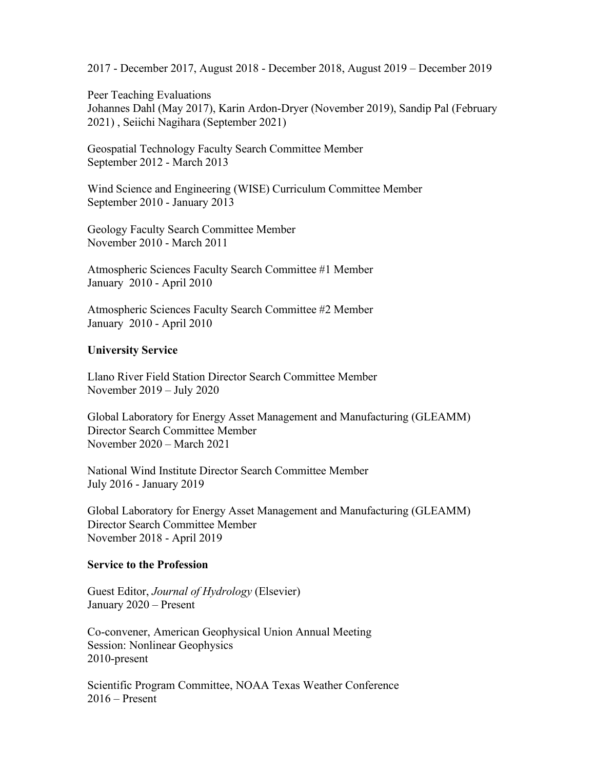2017 - December 2017, August 2018 - December 2018, August 2019 – December 2019

Peer Teaching Evaluations
Johannes Dahl (May 2017), Karin Ardon-Dryer (November 2019), Sandip Pal (February 2021) , Seiichi Nagihara (September 2021)

Geospatial Technology Faculty Search Committee Member
September 2012 - March 2013

Wind Science and Engineering (WISE) Curriculum Committee Member
September 2010 - January 2013

Geology Faculty Search Committee Member
November 2010 - March 2011

Atmospheric Sciences Faculty Search Committee #1 Member
January 2010 - April 2010

Atmospheric Sciences Faculty Search Committee #2 Member
January 2010 - April 2010

**University Service**

Llano River Field Station Director Search Committee Member
November 2019 – July 2020

Global Laboratory for Energy Asset Management and Manufacturing (GLEAMM) Director Search Committee Member
November 2020 – March 2021

National Wind Institute Director Search Committee Member
July 2016 - January 2019

Global Laboratory for Energy Asset Management and Manufacturing (GLEAMM) Director Search Committee Member
November 2018 - April 2019

**Service to the Profession**

Guest Editor, *Journal of Hydrology* (Elsevier)
January 2020 – Present

Co-convener, American Geophysical Union Annual Meeting
Session: Nonlinear Geophysics
2010-present

Scientific Program Committee, NOAA Texas Weather Conference
2016 – Present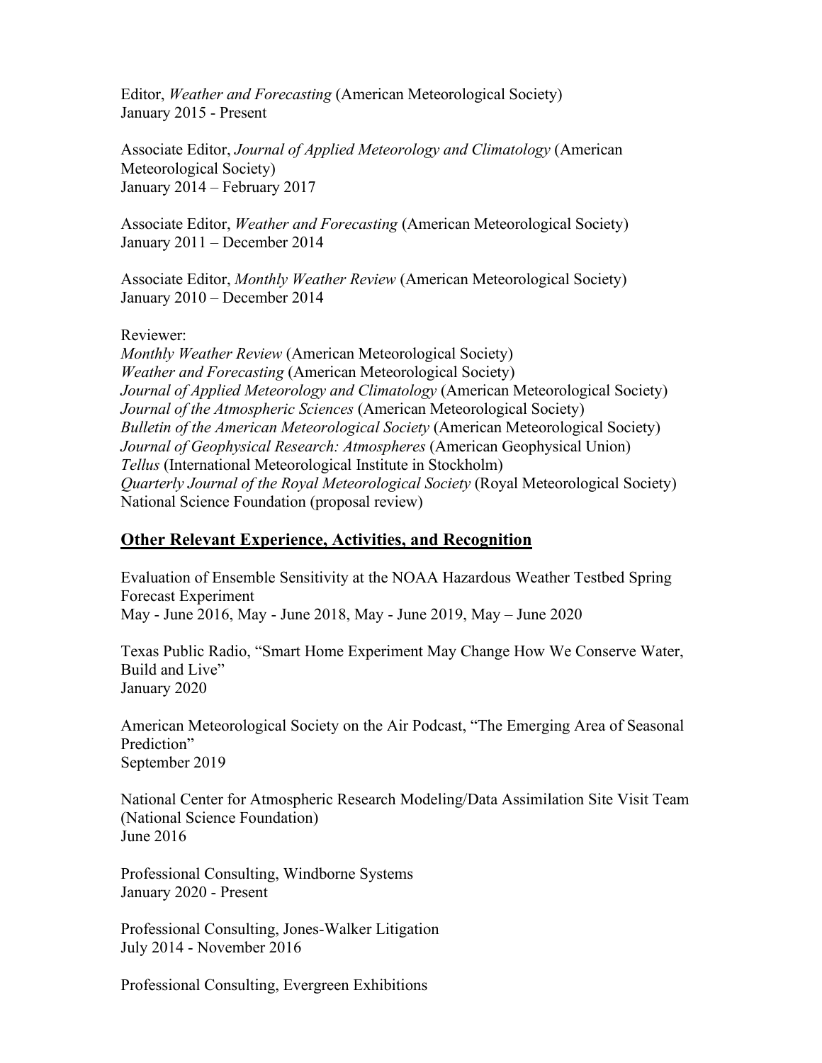Editor, *Weather and Forecasting* (American Meteorological Society)
January 2015 - Present

Associate Editor, *Journal of Applied Meteorology and Climatology* (American Meteorological Society)
January 2014 – February 2017

Associate Editor, *Weather and Forecasting* (American Meteorological Society)
January 2011 – December 2014

Associate Editor, *Monthly Weather Review* (American Meteorological Society)
January 2010 – December 2014

Reviewer:
*Monthly Weather Review* (American Meteorological Society)
*Weather and Forecasting* (American Meteorological Society)
*Journal of Applied Meteorology and Climatology* (American Meteorological Society)
*Journal of the Atmospheric Sciences* (American Meteorological Society)
*Bulletin of the American Meteorological Society* (American Meteorological Society)
*Journal of Geophysical Research: Atmospheres* (American Geophysical Union)
*Tellus* (International Meteorological Institute in Stockholm)
*Quarterly Journal of the Royal Meteorological Society* (Royal Meteorological Society)
National Science Foundation (proposal review)

## Other Relevant Experience, Activities, and Recognition

Evaluation of Ensemble Sensitivity at the NOAA Hazardous Weather Testbed Spring Forecast Experiment
May - June 2016, May - June 2018, May - June 2019, May – June 2020

Texas Public Radio, "Smart Home Experiment May Change How We Conserve Water, Build and Live"
January 2020

American Meteorological Society on the Air Podcast, "The Emerging Area of Seasonal Prediction"
September 2019

National Center for Atmospheric Research Modeling/Data Assimilation Site Visit Team (National Science Foundation)
June 2016

Professional Consulting, Windborne Systems
January 2020 - Present

Professional Consulting, Jones-Walker Litigation
July 2014 - November 2016

Professional Consulting, Evergreen Exhibitions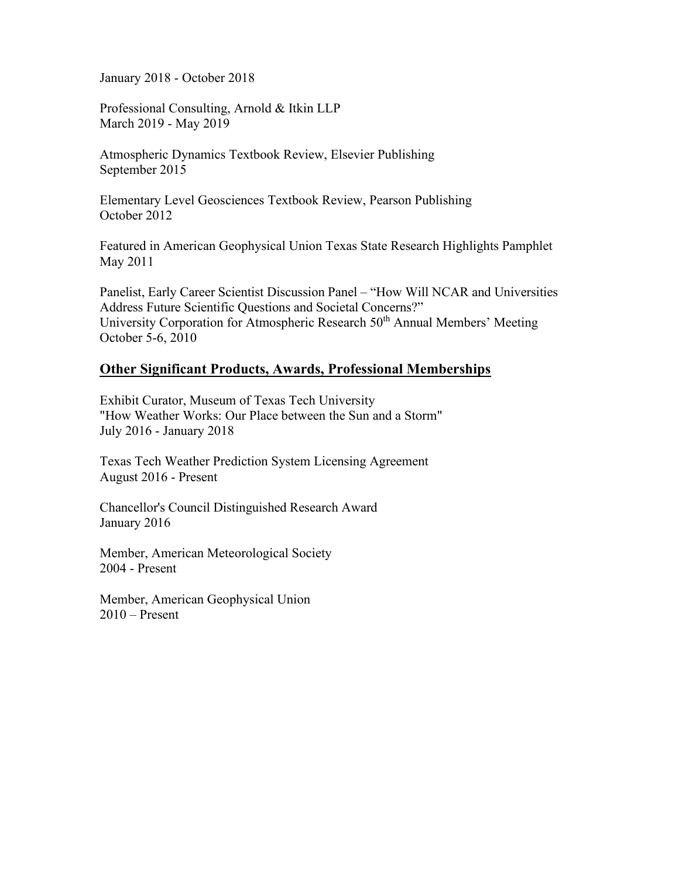January 2018 - October 2018

Professional Consulting, Arnold & Itkin LLP
March 2019 - May 2019

Atmospheric Dynamics Textbook Review, Elsevier Publishing
September 2015

Elementary Level Geosciences Textbook Review, Pearson Publishing
October 2012

Featured in American Geophysical Union Texas State Research Highlights Pamphlet
May 2011

Panelist, Early Career Scientist Discussion Panel – "How Will NCAR and Universities Address Future Scientific Questions and Societal Concerns?"
University Corporation for Atmospheric Research 50th Annual Members' Meeting
October 5-6, 2010

## Other Significant Products, Awards, Professional Memberships

Exhibit Curator, Museum of Texas Tech University
"How Weather Works: Our Place between the Sun and a Storm"
July 2016 - January 2018

Texas Tech Weather Prediction System Licensing Agreement
August 2016 - Present

Chancellor's Council Distinguished Research Award
January 2016

Member, American Meteorological Society
2004 - Present

Member, American Geophysical Union
2010 – Present